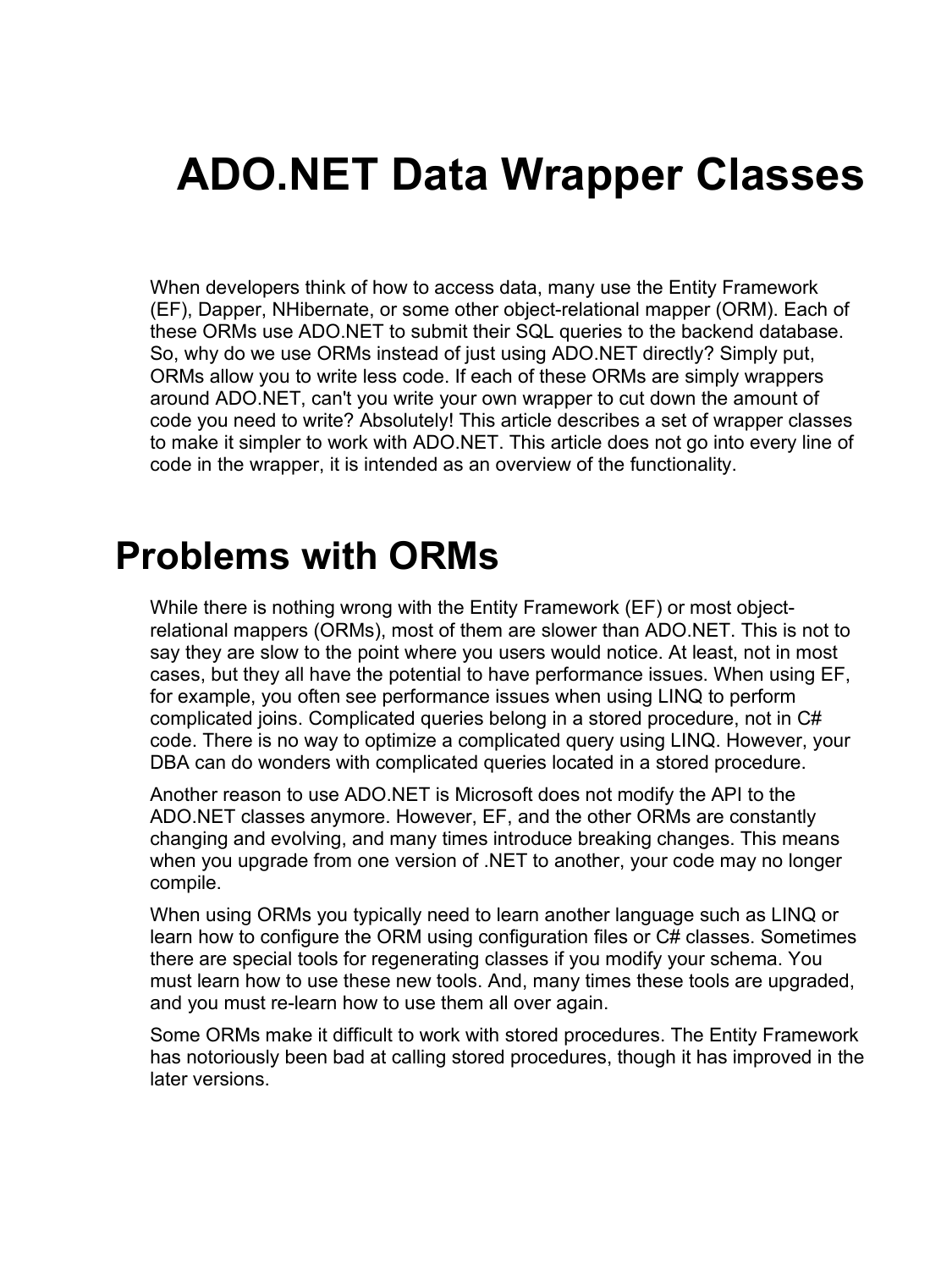# ADO.NET Data Wrapper Classes

When developers think of how to access data, many use the Entity Framework (EF), Dapper, NHibernate, or some other object-relational mapper (ORM). Each of these ORMs use ADO.NET to submit their SQL queries to the backend database. So, why do we use ORMs instead of just using ADO.NET directly? Simply put, ORMs allow you to write less code. If each of these ORMs are simply wrappers around ADO.NET, can't you write your own wrapper to cut down the amount of code you need to write? Absolutely! This article describes a set of wrapper classes to make it simpler to work with ADO.NET. This article does not go into every line of code in the wrapper, it is intended as an overview of the functionality.

## Problems with ORMs

While there is nothing wrong with the Entity Framework (EF) or most object-relational mappers (ORMs), most of them are slower than ADO.NET. This is not to say they are slow to the point where you users would notice. At least, not in most cases, but they all have the potential to have performance issues. When using EF, for example, you often see performance issues when using LINQ to perform complicated joins. Complicated queries belong in a stored procedure, not in C# code. There is no way to optimize a complicated query using LINQ. However, your DBA can do wonders with complicated queries located in a stored procedure.

Another reason to use ADO.NET is Microsoft does not modify the API to the ADO.NET classes anymore. However, EF, and the other ORMs are constantly changing and evolving, and many times introduce breaking changes. This means when you upgrade from one version of .NET to another, your code may no longer compile.

When using ORMs you typically need to learn another language such as LINQ or learn how to configure the ORM using configuration files or C# classes. Sometimes there are special tools for regenerating classes if you modify your schema. You must learn how to use these new tools. And, many times these tools are upgraded, and you must re-learn how to use them all over again.

Some ORMs make it difficult to work with stored procedures. The Entity Framework has notoriously been bad at calling stored procedures, though it has improved in the later versions.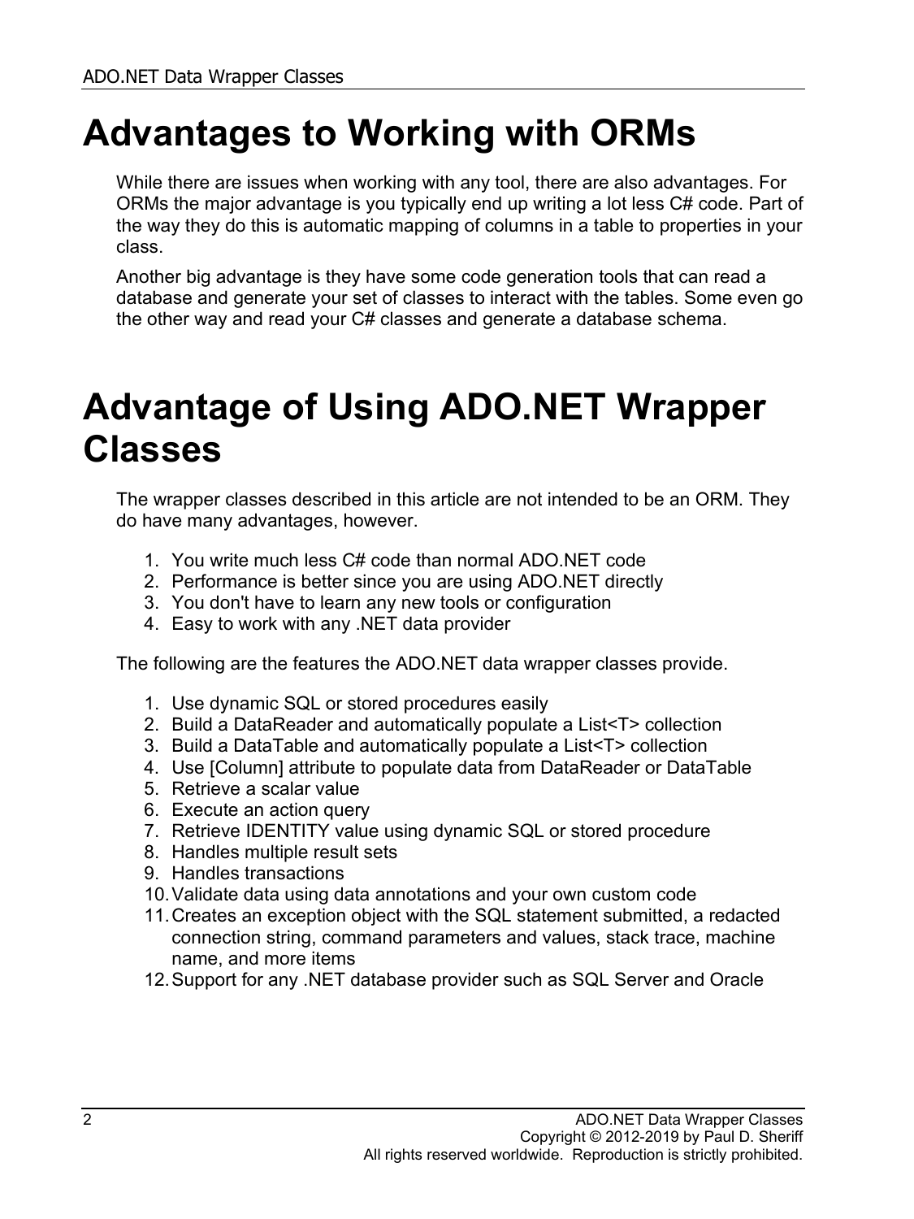# Advantages to Working with ORMs

While there are issues when working with any tool, there are also advantages. For ORMs the major advantage is you typically end up writing a lot less C# code. Part of the way they do this is automatic mapping of columns in a table to properties in your class.

Another big advantage is they have some code generation tools that can read a database and generate your set of classes to interact with the tables. Some even go the other way and read your C# classes and generate a database schema.

# Advantage of Using ADO.NET Wrapper Classes

The wrapper classes described in this article are not intended to be an ORM. They do have many advantages, however.

1. You write much less C# code than normal ADO.NET code
2. Performance is better since you are using ADO.NET directly
3. You don't have to learn any new tools or configuration
4. Easy to work with any .NET data provider

The following are the features the ADO.NET data wrapper classes provide.

1. Use dynamic SQL or stored procedures easily
2. Build a DataReader and automatically populate a List<T> collection
3. Build a DataTable and automatically populate a List<T> collection
4. Use [Column] attribute to populate data from DataReader or DataTable
5. Retrieve a scalar value
6. Execute an action query
7. Retrieve IDENTITY value using dynamic SQL or stored procedure
8. Handles multiple result sets
9. Handles transactions
10. Validate data using data annotations and your own custom code
11. Creates an exception object with the SQL statement submitted, a redacted connection string, command parameters and values, stack trace, machine name, and more items
12. Support for any .NET database provider such as SQL Server and Oracle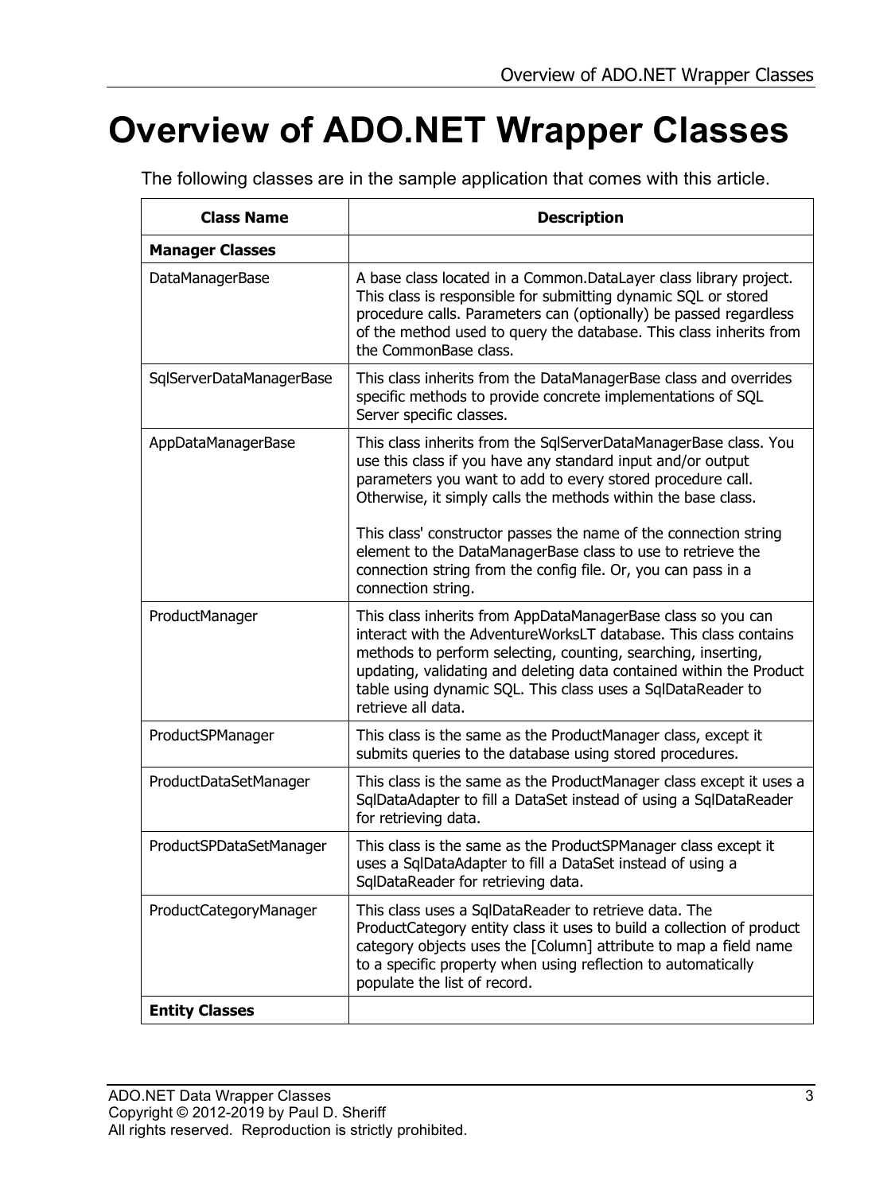# Overview of ADO.NET Wrapper Classes

The following classes are in the sample application that comes with this article.

| Class Name | Description |
|---|---|
| **Manager Classes** | |
| DataManagerBase | A base class located in a Common.DataLayer class library project. This class is responsible for submitting dynamic SQL or stored procedure calls. Parameters can (optionally) be passed regardless of the method used to query the database. This class inherits from the CommonBase class. |
| SqlServerDataManagerBase | This class inherits from the DataManagerBase class and overrides specific methods to provide concrete implementations of SQL Server specific classes. |
| AppDataManagerBase | This class inherits from the SqlServerDataManagerBase class. You use this class if you have any standard input and/or output parameters you want to add to every stored procedure call. Otherwise, it simply calls the methods within the base class.<br><br>This class' constructor passes the name of the connection string element to the DataManagerBase class to use to retrieve the connection string from the config file. Or, you can pass in a connection string. |
| ProductManager | This class inherits from AppDataManagerBase class so you can interact with the AdventureWorksLT database. This class contains methods to perform selecting, counting, searching, inserting, updating, validating and deleting data contained within the Product table using dynamic SQL. This class uses a SqlDataReader to retrieve all data. |
| ProductSPManager | This class is the same as the ProductManager class, except it submits queries to the database using stored procedures. |
| ProductDataSetManager | This class is the same as the ProductManager class except it uses a SqlDataAdapter to fill a DataSet instead of using a SqlDataReader for retrieving data. |
| ProductSPDataSetManager | This class is the same as the ProductSPManager class except it uses a SqlDataAdapter to fill a DataSet instead of using a SqlDataReader for retrieving data. |
| ProductCategoryManager | This class uses a SqlDataReader to retrieve data. The ProductCategory entity class it uses to build a collection of product category objects uses the [Column] attribute to map a field name to a specific property when using reflection to automatically populate the list of record. |
| **Entity Classes** | |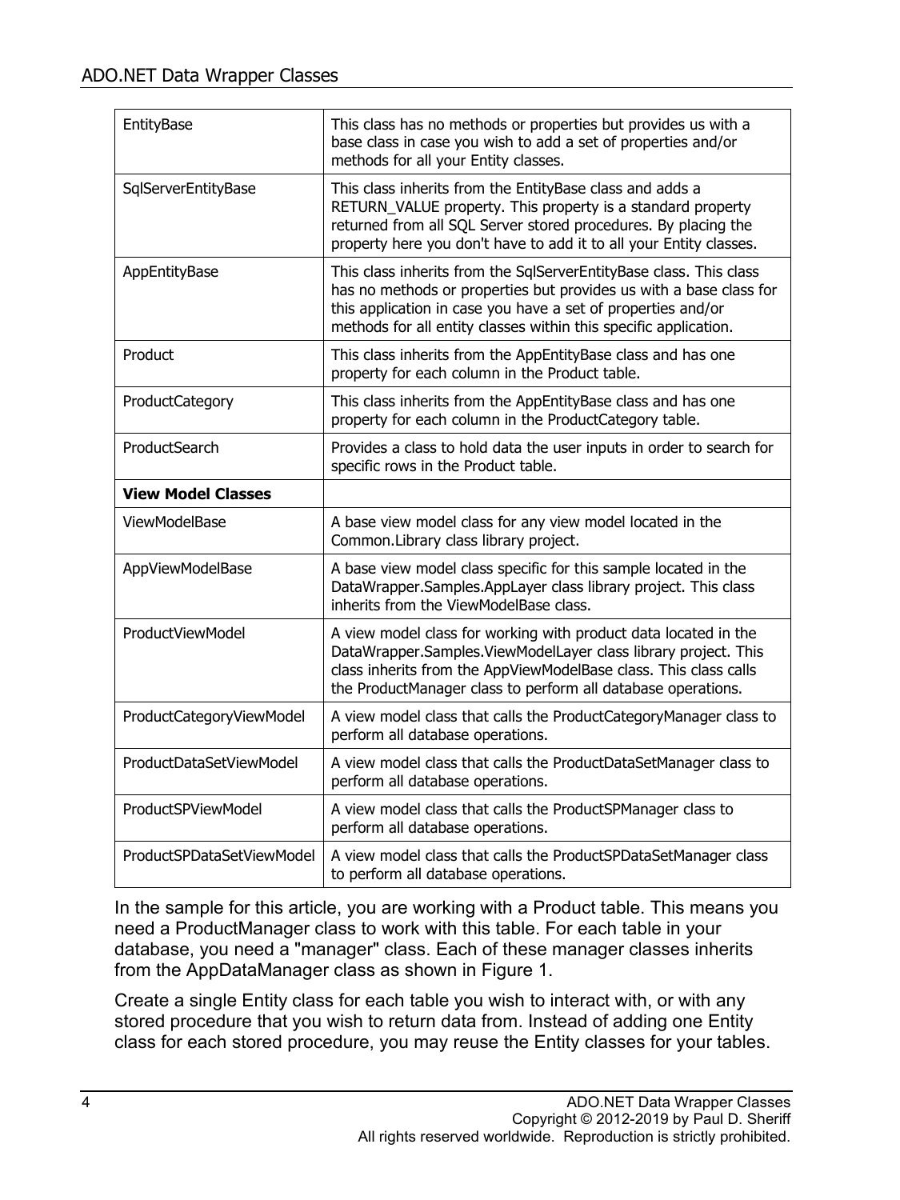| | |
|---|---|
| EntityBase | This class has no methods or properties but provides us with a base class in case you wish to add a set of properties and/or methods for all your Entity classes. |
| SqlServerEntityBase | This class inherits from the EntityBase class and adds a RETURN_VALUE property. This property is a standard property returned from all SQL Server stored procedures. By placing the property here you don't have to add it to all your Entity classes. |
| AppEntityBase | This class inherits from the SqlServerEntityBase class. This class has no methods or properties but provides us with a base class for this application in case you have a set of properties and/or methods for all entity classes within this specific application. |
| Product | This class inherits from the AppEntityBase class and has one property for each column in the Product table. |
| ProductCategory | This class inherits from the AppEntityBase class and has one property for each column in the ProductCategory table. |
| ProductSearch | Provides a class to hold data the user inputs in order to search for specific rows in the Product table. |
| **View Model Classes** | |
| ViewModelBase | A base view model class for any view model located in the Common.Library class library project. |
| AppViewModelBase | A base view model class specific for this sample located in the DataWrapper.Samples.AppLayer class library project. This class inherits from the ViewModelBase class. |
| ProductViewModel | A view model class for working with product data located in the DataWrapper.Samples.ViewModelLayer class library project. This class inherits from the AppViewModelBase class. This class calls the ProductManager class to perform all database operations. |
| ProductCategoryViewModel | A view model class that calls the ProductCategoryManager class to perform all database operations. |
| ProductDataSetViewModel | A view model class that calls the ProductDataSetManager class to perform all database operations. |
| ProductSPViewModel | A view model class that calls the ProductSPManager class to perform all database operations. |
| ProductSPDataSetViewModel | A view model class that calls the ProductSPDataSetManager class to perform all database operations. |

In the sample for this article, you are working with a Product table. This means you need a ProductManager class to work with this table. For each table in your database, you need a "manager" class. Each of these manager classes inherits from the AppDataManager class as shown in Figure 1.

Create a single Entity class for each table you wish to interact with, or with any stored procedure that you wish to return data from. Instead of adding one Entity class for each stored procedure, you may reuse the Entity classes for your tables.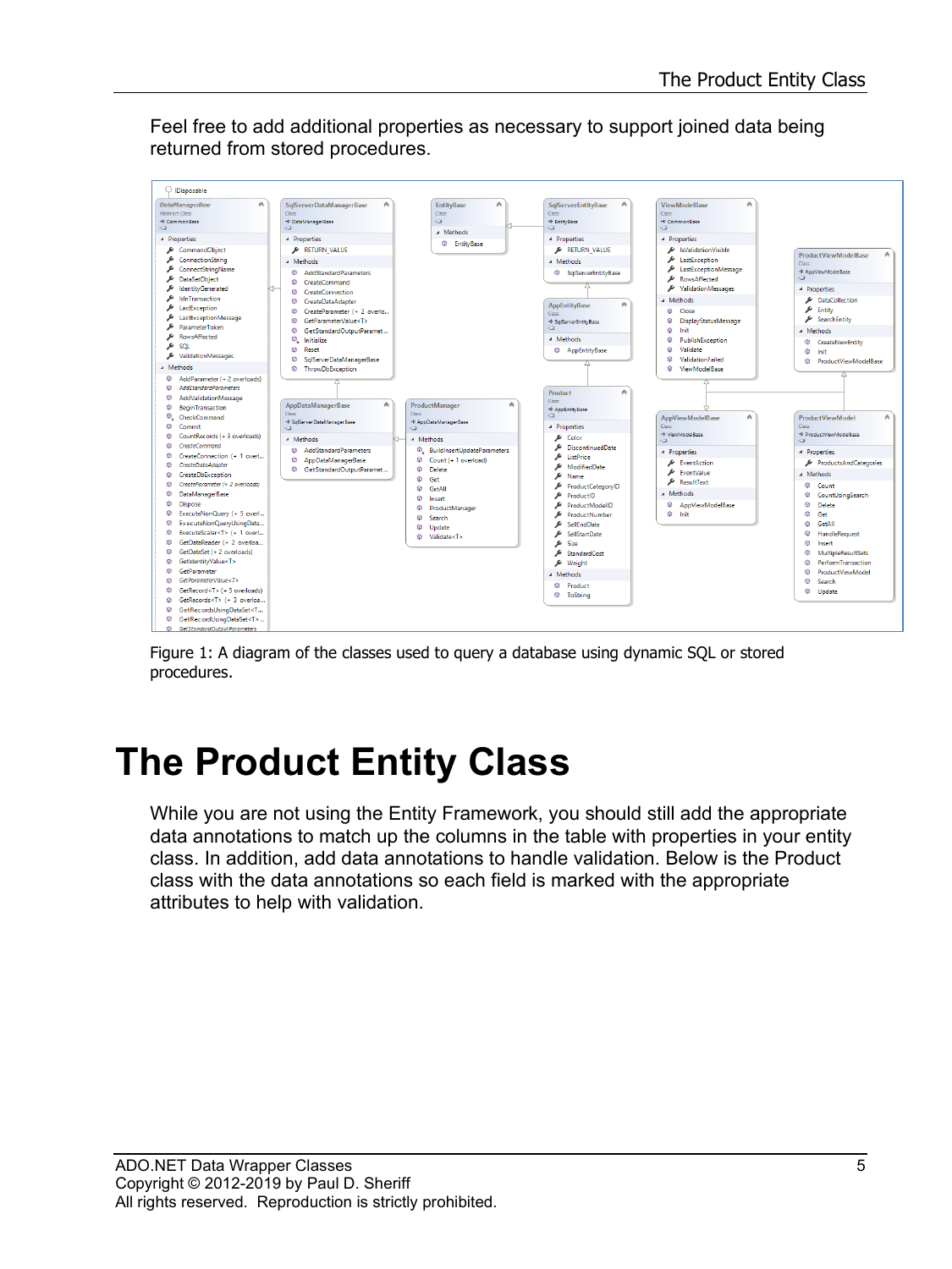Feel free to add additional properties as necessary to support joined data being returned from stored procedures.

Figure 1: A diagram of the classes used to query a database using dynamic SQL or stored procedures.

# The Product Entity Class

While you are not using the Entity Framework, you should still add the appropriate data annotations to match up the columns in the table with properties in your entity class. In addition, add data annotations to handle validation. Below is the Product class with the data annotations so each field is marked with the appropriate attributes to help with validation.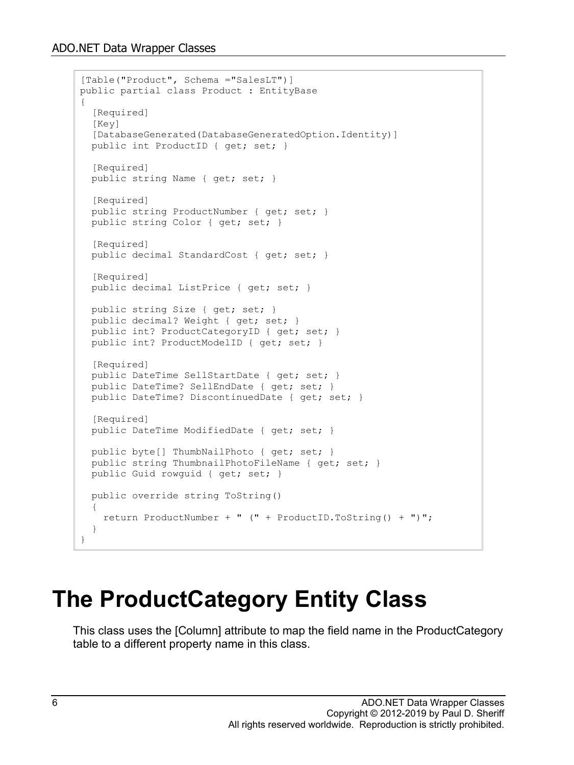```
[Table("Product", Schema ="SalesLT")]
public partial class Product : EntityBase
{
  [Required]
  [Key]
  [DatabaseGenerated(DatabaseGeneratedOption.Identity)]
  public int ProductID { get; set; }

  [Required]
  public string Name { get; set; }

  [Required]
  public string ProductNumber { get; set; }
  public string Color { get; set; }

  [Required]
  public decimal StandardCost { get; set; }

  [Required]
  public decimal ListPrice { get; set; }

  public string Size { get; set; }
  public decimal? Weight { get; set; }
  public int? ProductCategoryID { get; set; }
  public int? ProductModelID { get; set; }

  [Required]
  public DateTime SellStartDate { get; set; }
  public DateTime? SellEndDate { get; set; }
  public DateTime? DiscontinuedDate { get; set; }

  [Required]
  public DateTime ModifiedDate { get; set; }

  public byte[] ThumbNailPhoto { get; set; }
  public string ThumbnailPhotoFileName { get; set; }
  public Guid rowguid { get; set; }

  public override string ToString()
  {
    return ProductNumber + " (" + ProductID.ToString() + ")";
  }
}
```

# The ProductCategory Entity Class

This class uses the [Column] attribute to map the field name in the ProductCategory table to a different property name in this class.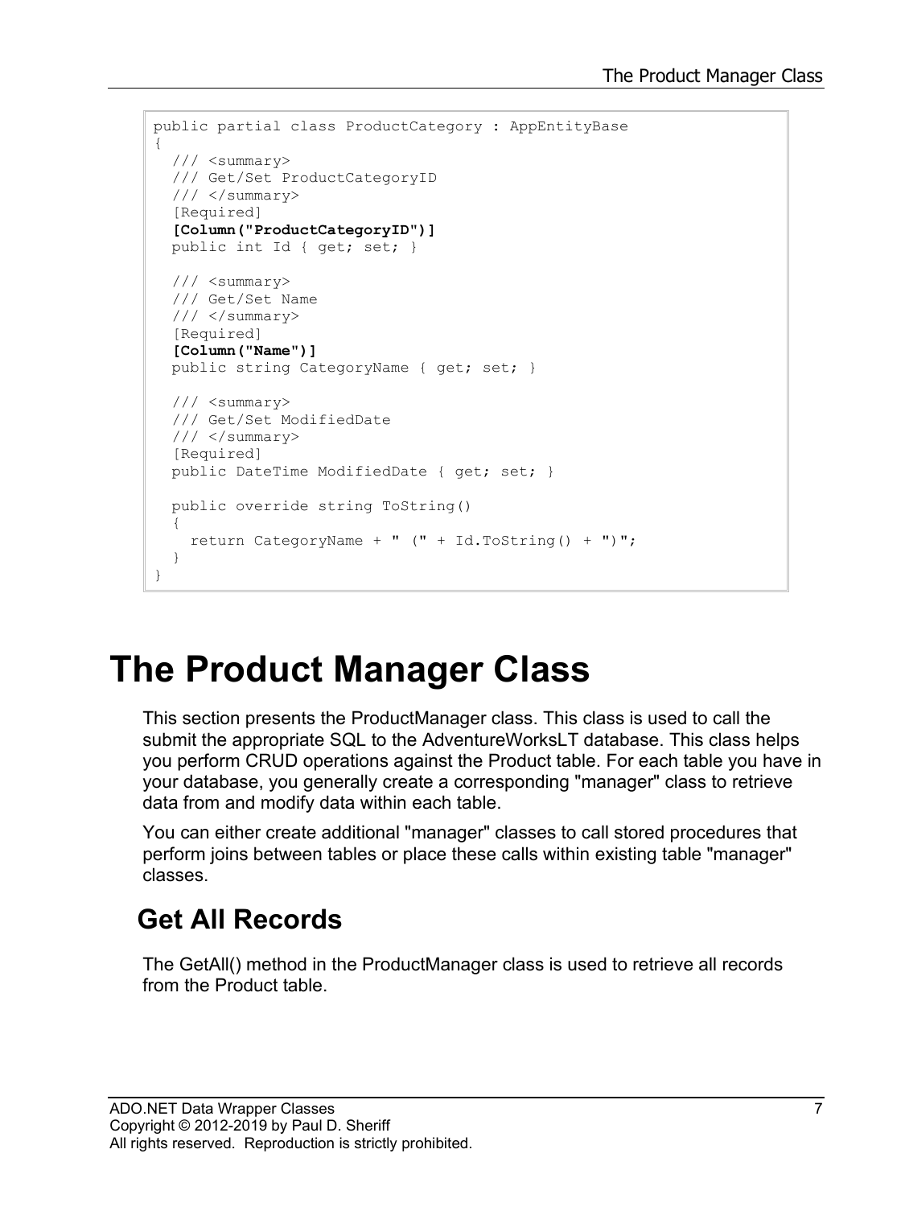```
public partial class ProductCategory : AppEntityBase
{
  /// <summary>
  /// Get/Set ProductCategoryID
  /// </summary>
  [Required]
  [Column("ProductCategoryID")]
  public int Id { get; set; }

  /// <summary>
  /// Get/Set Name
  /// </summary>
  [Required]
  [Column("Name")]
  public string CategoryName { get; set; }

  /// <summary>
  /// Get/Set ModifiedDate
  /// </summary>
  [Required]
  public DateTime ModifiedDate { get; set; }

  public override string ToString()
  {
    return CategoryName + " (" + Id.ToString() + ")";
  }
}
```

# The Product Manager Class

This section presents the ProductManager class. This class is used to call the submit the appropriate SQL to the AdventureWorksLT database. This class helps you perform CRUD operations against the Product table. For each table you have in your database, you generally create a corresponding "manager" class to retrieve data from and modify data within each table.

You can either create additional "manager" classes to call stored procedures that perform joins between tables or place these calls within existing table "manager" classes.

## Get All Records

The GetAll() method in the ProductManager class is used to retrieve all records from the Product table.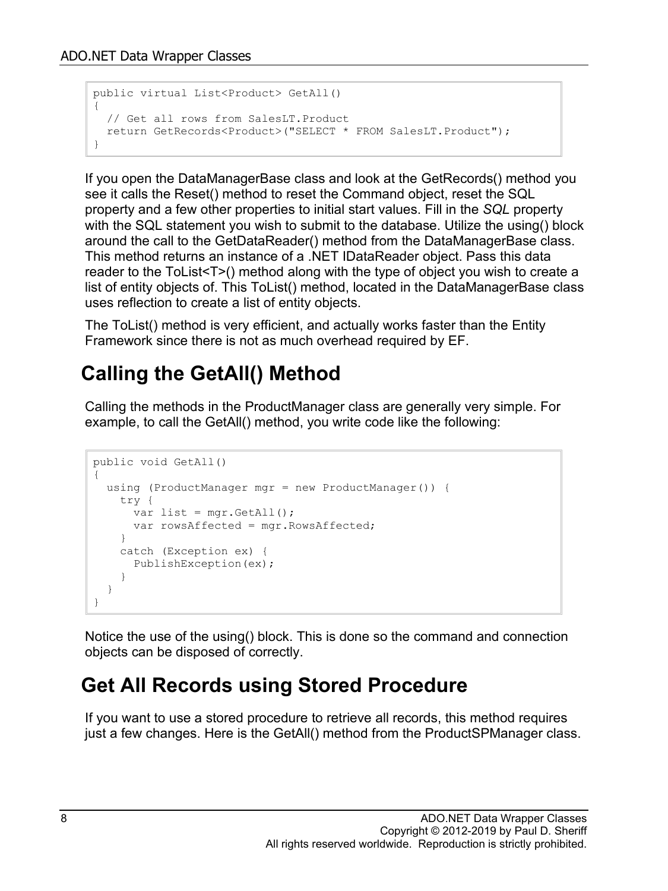```
public virtual List<Product> GetAll()
{
  // Get all rows from SalesLT.Product
  return GetRecords<Product>("SELECT * FROM SalesLT.Product");
}
```

If you open the DataManagerBase class and look at the GetRecords() method you see it calls the Reset() method to reset the Command object, reset the SQL property and a few other properties to initial start values. Fill in the *SQL* property with the SQL statement you wish to submit to the database. Utilize the using() block around the call to the GetDataReader() method from the DataManagerBase class. This method returns an instance of a .NET IDataReader object. Pass this data reader to the ToList<T>() method along with the type of object you wish to create a list of entity objects of. This ToList() method, located in the DataManagerBase class uses reflection to create a list of entity objects.

The ToList() method is very efficient, and actually works faster than the Entity Framework since there is not as much overhead required by EF.

## Calling the GetAll() Method

Calling the methods in the ProductManager class are generally very simple. For example, to call the GetAll() method, you write code like the following:

```
public void GetAll()
{
  using (ProductManager mgr = new ProductManager()) {
    try {
      var list = mgr.GetAll();
      var rowsAffected = mgr.RowsAffected;
    }
    catch (Exception ex) {
      PublishException(ex);
    }
  }
}
```

Notice the use of the using() block. This is done so the command and connection objects can be disposed of correctly.

## Get All Records using Stored Procedure

If you want to use a stored procedure to retrieve all records, this method requires just a few changes. Here is the GetAll() method from the ProductSPManager class.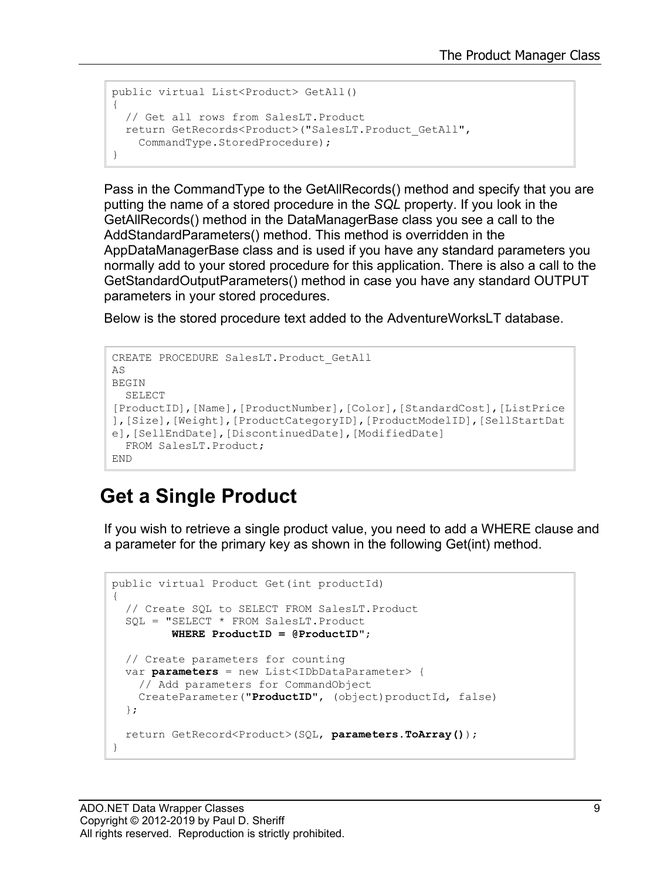```
public virtual List<Product> GetAll()
{
  // Get all rows from SalesLT.Product
  return GetRecords<Product>("SalesLT.Product_GetAll",
    CommandType.StoredProcedure);
}
```

Pass in the CommandType to the GetAllRecords() method and specify that you are putting the name of a stored procedure in the *SQL* property. If you look in the GetAllRecords() method in the DataManagerBase class you see a call to the AddStandardParameters() method. This method is overridden in the AppDataManagerBase class and is used if you have any standard parameters you normally add to your stored procedure for this application. There is also a call to the GetStandardOutputParameters() method in case you have any standard OUTPUT parameters in your stored procedures.

Below is the stored procedure text added to the AdventureWorksLT database.

```
CREATE PROCEDURE SalesLT.Product_GetAll
AS
BEGIN
  SELECT
[ProductID],[Name],[ProductNumber],[Color],[StandardCost],[ListPrice
],[Size],[Weight],[ProductCategoryID],[ProductModelID],[SellStartDat
e],[SellEndDate],[DiscontinuedDate],[ModifiedDate]
  FROM SalesLT.Product;
END
```

## Get a Single Product

If you wish to retrieve a single product value, you need to add a WHERE clause and a parameter for the primary key as shown in the following Get(int) method.

```
public virtual Product Get(int productId)
{
  // Create SQL to SELECT FROM SalesLT.Product
  SQL = "SELECT * FROM SalesLT.Product
         WHERE ProductID = @ProductID";

  // Create parameters for counting
  var parameters = new List<IDbDataParameter> {
    // Add parameters for CommandObject
    CreateParameter("ProductID", (object)productId, false)
  };

  return GetRecord<Product>(SQL, parameters.ToArray());
}
```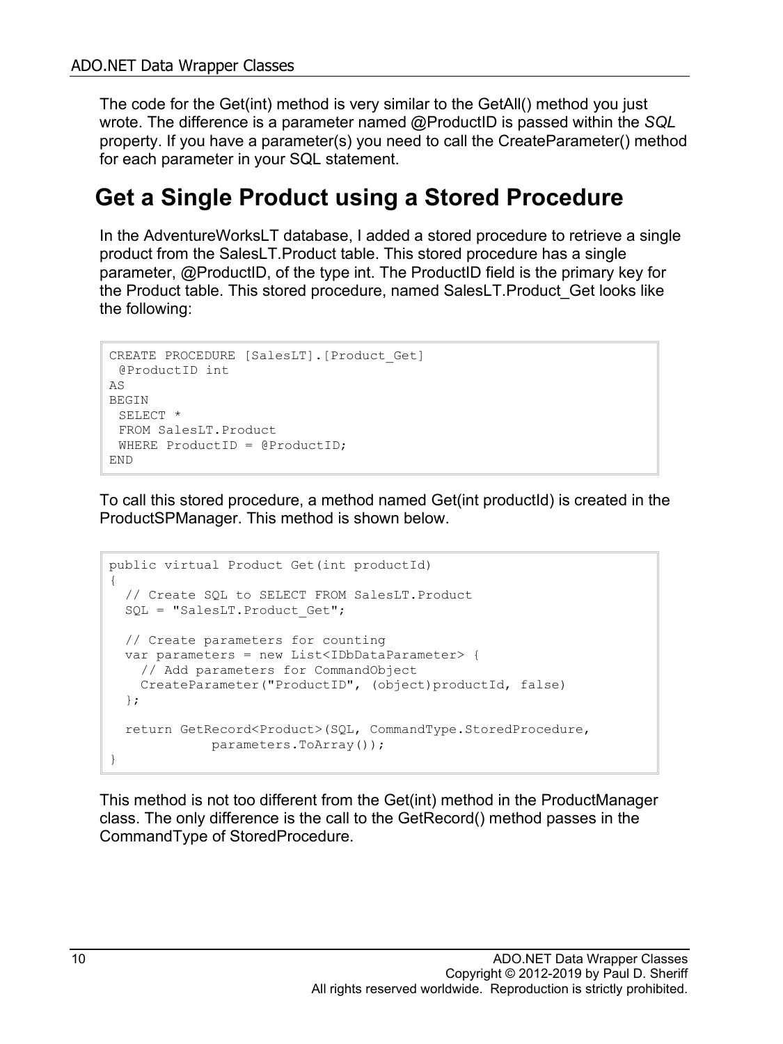The code for the Get(int) method is very similar to the GetAll() method you just wrote. The difference is a parameter named @ProductID is passed within the *SQL* property. If you have a parameter(s) you need to call the CreateParameter() method for each parameter in your SQL statement.

## Get a Single Product using a Stored Procedure

In the AdventureWorksLT database, I added a stored procedure to retrieve a single product from the SalesLT.Product table. This stored procedure has a single parameter, @ProductID, of the type int. The ProductID field is the primary key for the Product table. This stored procedure, named SalesLT.Product_Get looks like the following:

```
CREATE PROCEDURE [SalesLT].[Product_Get]
 @ProductID int
AS
BEGIN
 SELECT *
 FROM SalesLT.Product
 WHERE ProductID = @ProductID;
END
```

To call this stored procedure, a method named Get(int productId) is created in the ProductSPManager. This method is shown below.

```
public virtual Product Get(int productId)
{
  // Create SQL to SELECT FROM SalesLT.Product
  SQL = "SalesLT.Product_Get";

  // Create parameters for counting
  var parameters = new List<IDbDataParameter> {
    // Add parameters for CommandObject
    CreateParameter("ProductID", (object)productId, false)
  };

  return GetRecord<Product>(SQL, CommandType.StoredProcedure,
             parameters.ToArray());
}
```

This method is not too different from the Get(int) method in the ProductManager class. The only difference is the call to the GetRecord() method passes in the CommandType of StoredProcedure.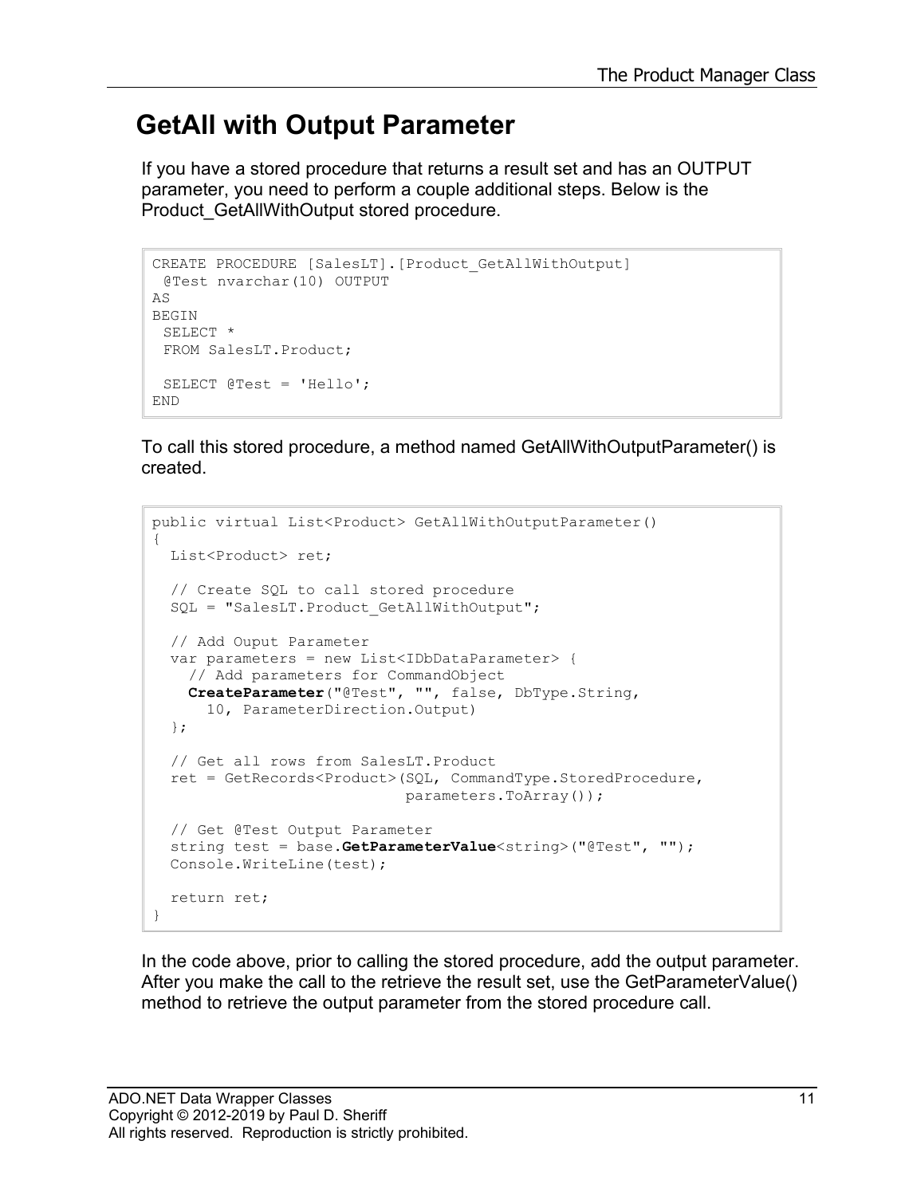## GetAll with Output Parameter

If you have a stored procedure that returns a result set and has an OUTPUT parameter, you need to perform a couple additional steps. Below is the Product_GetAllWithOutput stored procedure.

```
CREATE PROCEDURE [SalesLT].[Product_GetAllWithOutput]
 @Test nvarchar(10) OUTPUT
AS
BEGIN
 SELECT *
 FROM SalesLT.Product;

 SELECT @Test = 'Hello';
END
```

To call this stored procedure, a method named GetAllWithOutputParameter() is created.

```
public virtual List<Product> GetAllWithOutputParameter()
{
  List<Product> ret;

  // Create SQL to call stored procedure
  SQL = "SalesLT.Product_GetAllWithOutput";

  // Add Ouput Parameter
  var parameters = new List<IDbDataParameter> {
    // Add parameters for CommandObject
    CreateParameter("@Test", "", false, DbType.String,
      10, ParameterDirection.Output)
  };

  // Get all rows from SalesLT.Product
  ret = GetRecords<Product>(SQL, CommandType.StoredProcedure,
                            parameters.ToArray());

  // Get @Test Output Parameter
  string test = base.GetParameterValue<string>("@Test", "");
  Console.WriteLine(test);

  return ret;
}
```

In the code above, prior to calling the stored procedure, add the output parameter. After you make the call to the retrieve the result set, use the GetParameterValue() method to retrieve the output parameter from the stored procedure call.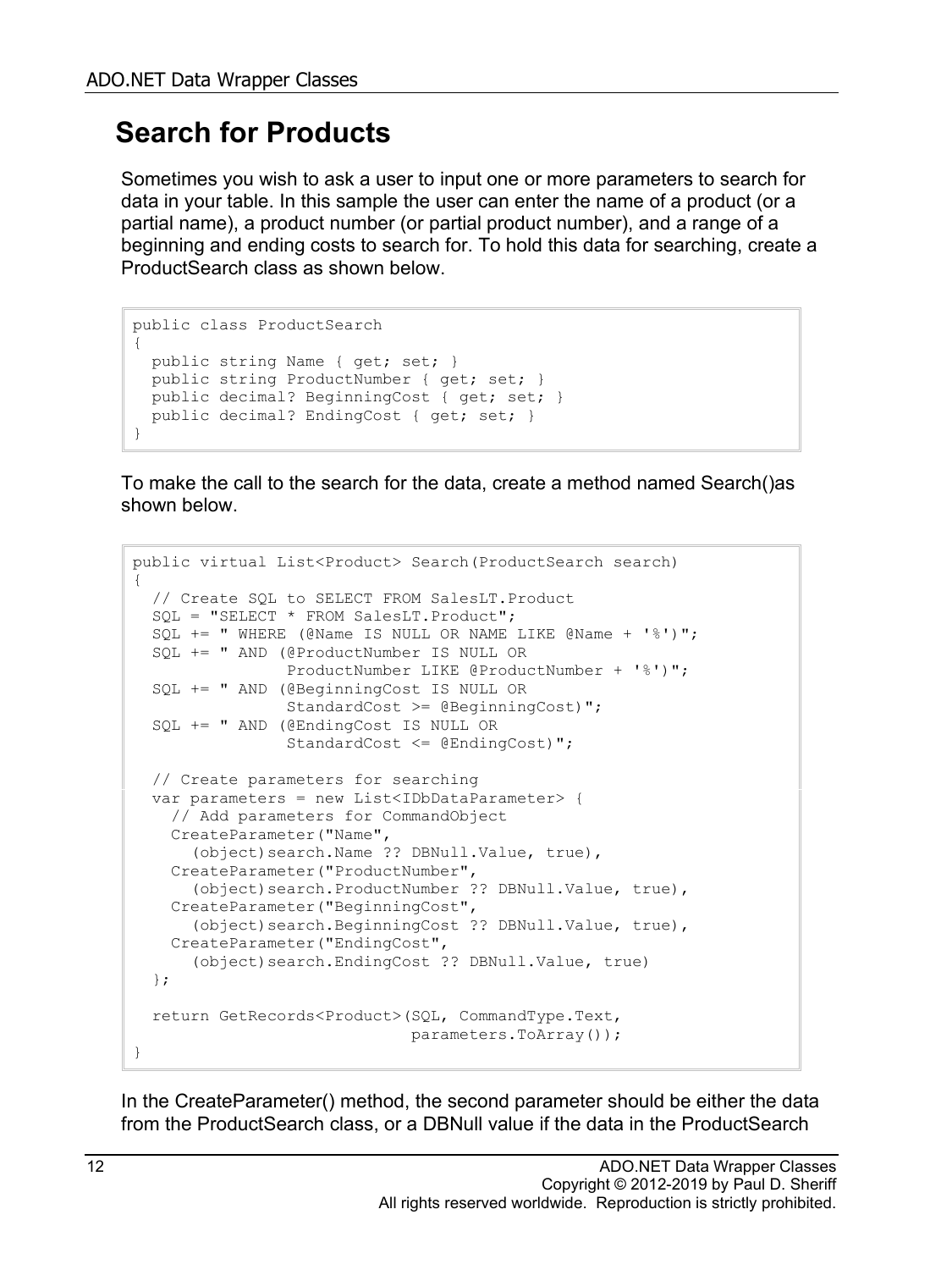## Search for Products

Sometimes you wish to ask a user to input one or more parameters to search for data in your table. In this sample the user can enter the name of a product (or a partial name), a product number (or partial product number), and a range of a beginning and ending costs to search for. To hold this data for searching, create a ProductSearch class as shown below.

```
public class ProductSearch
{
  public string Name { get; set; }
  public string ProductNumber { get; set; }
  public decimal? BeginningCost { get; set; }
  public decimal? EndingCost { get; set; }
}
```

To make the call to the search for the data, create a method named Search()as shown below.

```
public virtual List<Product> Search(ProductSearch search)
{
  // Create SQL to SELECT FROM SalesLT.Product
  SQL = "SELECT * FROM SalesLT.Product";
  SQL += " WHERE (@Name IS NULL OR NAME LIKE @Name + '%')";
  SQL += " AND (@ProductNumber IS NULL OR
                ProductNumber LIKE @ProductNumber + '%')";
  SQL += " AND (@BeginningCost IS NULL OR
                StandardCost >= @BeginningCost)";
  SQL += " AND (@EndingCost IS NULL OR
                StandardCost <= @EndingCost)";

  // Create parameters for searching
  var parameters = new List<IDbDataParameter> {
    // Add parameters for CommandObject
    CreateParameter("Name",
      (object)search.Name ?? DBNull.Value, true),
    CreateParameter("ProductNumber",
      (object)search.ProductNumber ?? DBNull.Value, true),
    CreateParameter("BeginningCost",
      (object)search.BeginningCost ?? DBNull.Value, true),
    CreateParameter("EndingCost",
      (object)search.EndingCost ?? DBNull.Value, true)
  };

  return GetRecords<Product>(SQL, CommandType.Text,
                             parameters.ToArray());
}
```

In the CreateParameter() method, the second parameter should be either the data from the ProductSearch class, or a DBNull value if the data in the ProductSearch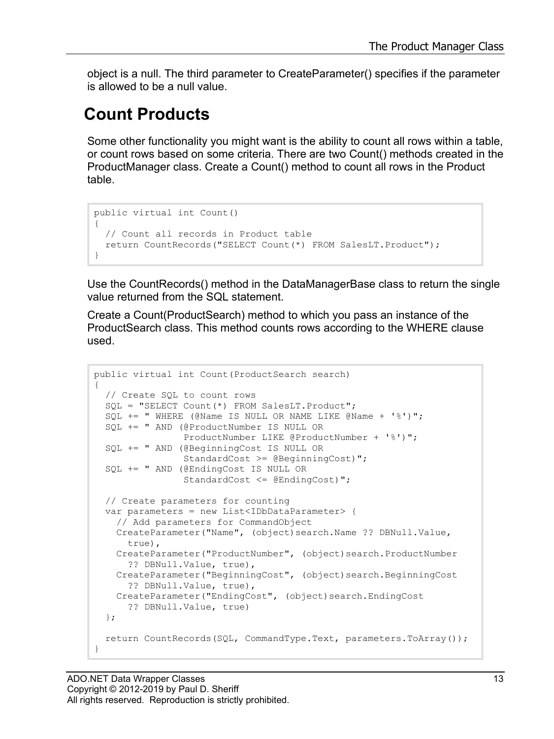object is a null. The third parameter to CreateParameter() specifies if the parameter is allowed to be a null value.

## Count Products

Some other functionality you might want is the ability to count all rows within a table, or count rows based on some criteria. There are two Count() methods created in the ProductManager class. Create a Count() method to count all rows in the Product table.

```
public virtual int Count()
{
  // Count all records in Product table
  return CountRecords("SELECT Count(*) FROM SalesLT.Product");
}
```

Use the CountRecords() method in the DataManagerBase class to return the single value returned from the SQL statement.

Create a Count(ProductSearch) method to which you pass an instance of the ProductSearch class. This method counts rows according to the WHERE clause used.

```
public virtual int Count(ProductSearch search)
{
  // Create SQL to count rows
  SQL = "SELECT Count(*) FROM SalesLT.Product";
  SQL += " WHERE (@Name IS NULL OR NAME LIKE @Name + '%')";
  SQL += " AND (@ProductNumber IS NULL OR
              ProductNumber LIKE @ProductNumber + '%')";
  SQL += " AND (@BeginningCost IS NULL OR
              StandardCost >= @BeginningCost)";
  SQL += " AND (@EndingCost IS NULL OR
              StandardCost <= @EndingCost)";

  // Create parameters for counting
  var parameters = new List<IDbDataParameter> {
    // Add parameters for CommandObject
    CreateParameter("Name", (object)search.Name ?? DBNull.Value,
      true),
    CreateParameter("ProductNumber", (object)search.ProductNumber
      ?? DBNull.Value, true),
    CreateParameter("BeginningCost", (object)search.BeginningCost
      ?? DBNull.Value, true),
    CreateParameter("EndingCost", (object)search.EndingCost
      ?? DBNull.Value, true)
  };

  return CountRecords(SQL, CommandType.Text, parameters.ToArray());
}
```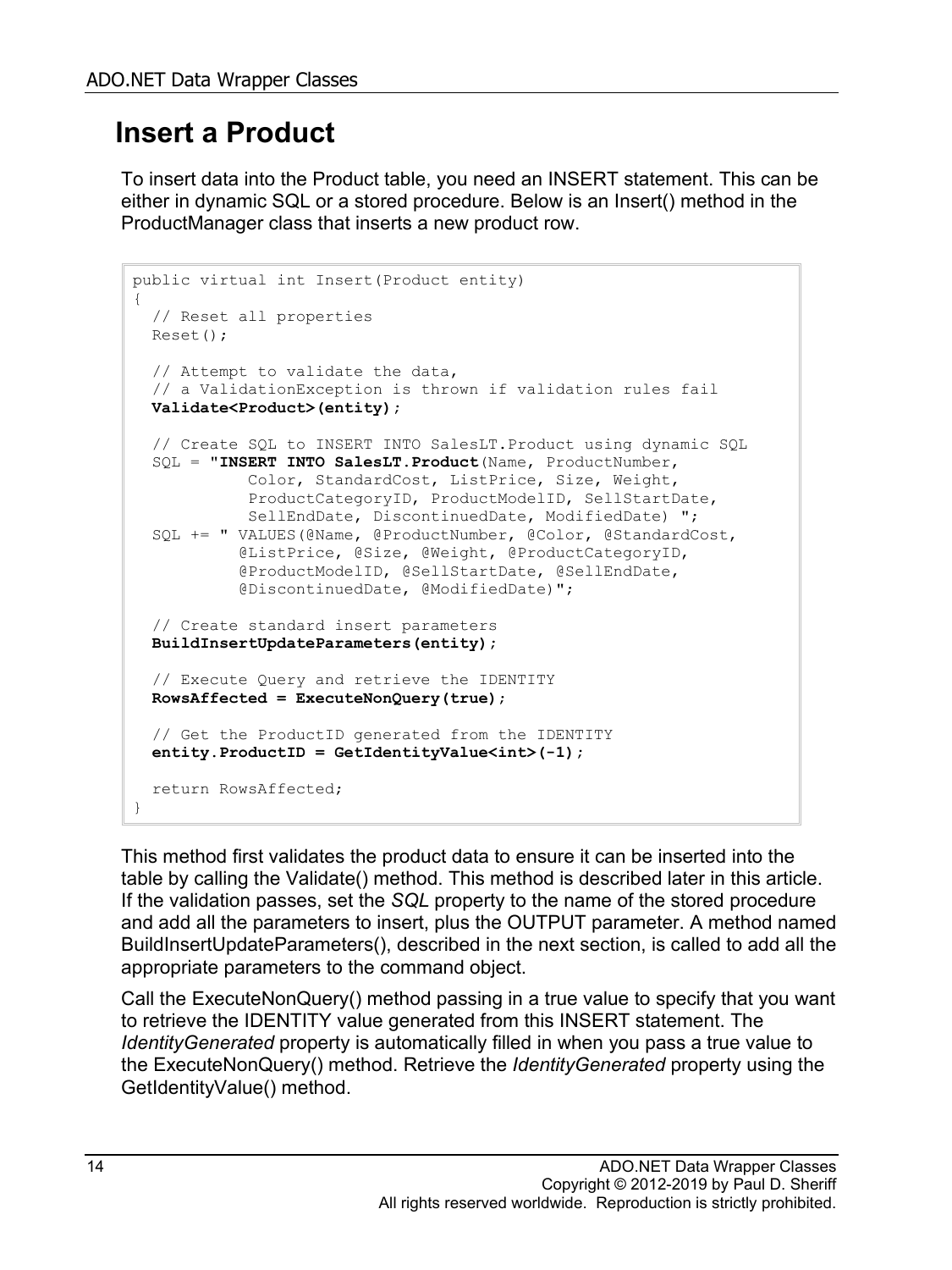## Insert a Product

To insert data into the Product table, you need an INSERT statement. This can be either in dynamic SQL or a stored procedure. Below is an Insert() method in the ProductManager class that inserts a new product row.

```
public virtual int Insert(Product entity)
{
  // Reset all properties
  Reset();

  // Attempt to validate the data,
  // a ValidationException is thrown if validation rules fail
  Validate<Product>(entity);

  // Create SQL to INSERT INTO SalesLT.Product using dynamic SQL
  SQL = "INSERT INTO SalesLT.Product(Name, ProductNumber,
            Color, StandardCost, ListPrice, Size, Weight,
            ProductCategoryID, ProductModelID, SellStartDate,
            SellEndDate, DiscontinuedDate, ModifiedDate) ";
  SQL += " VALUES(@Name, @ProductNumber, @Color, @StandardCost,
           @ListPrice, @Size, @Weight, @ProductCategoryID,
           @ProductModelID, @SellStartDate, @SellEndDate,
           @DiscontinuedDate, @ModifiedDate)";

  // Create standard insert parameters
  BuildInsertUpdateParameters(entity);

  // Execute Query and retrieve the IDENTITY
  RowsAffected = ExecuteNonQuery(true);

  // Get the ProductID generated from the IDENTITY
  entity.ProductID = GetIdentityValue<int>(-1);

  return RowsAffected;
}
```

This method first validates the product data to ensure it can be inserted into the table by calling the Validate() method. This method is described later in this article. If the validation passes, set the *SQL* property to the name of the stored procedure and add all the parameters to insert, plus the OUTPUT parameter. A method named BuildInsertUpdateParameters(), described in the next section, is called to add all the appropriate parameters to the command object.

Call the ExecuteNonQuery() method passing in a true value to specify that you want to retrieve the IDENTITY value generated from this INSERT statement. The *IdentityGenerated* property is automatically filled in when you pass a true value to the ExecuteNonQuery() method. Retrieve the *IdentityGenerated* property using the GetIdentityValue() method.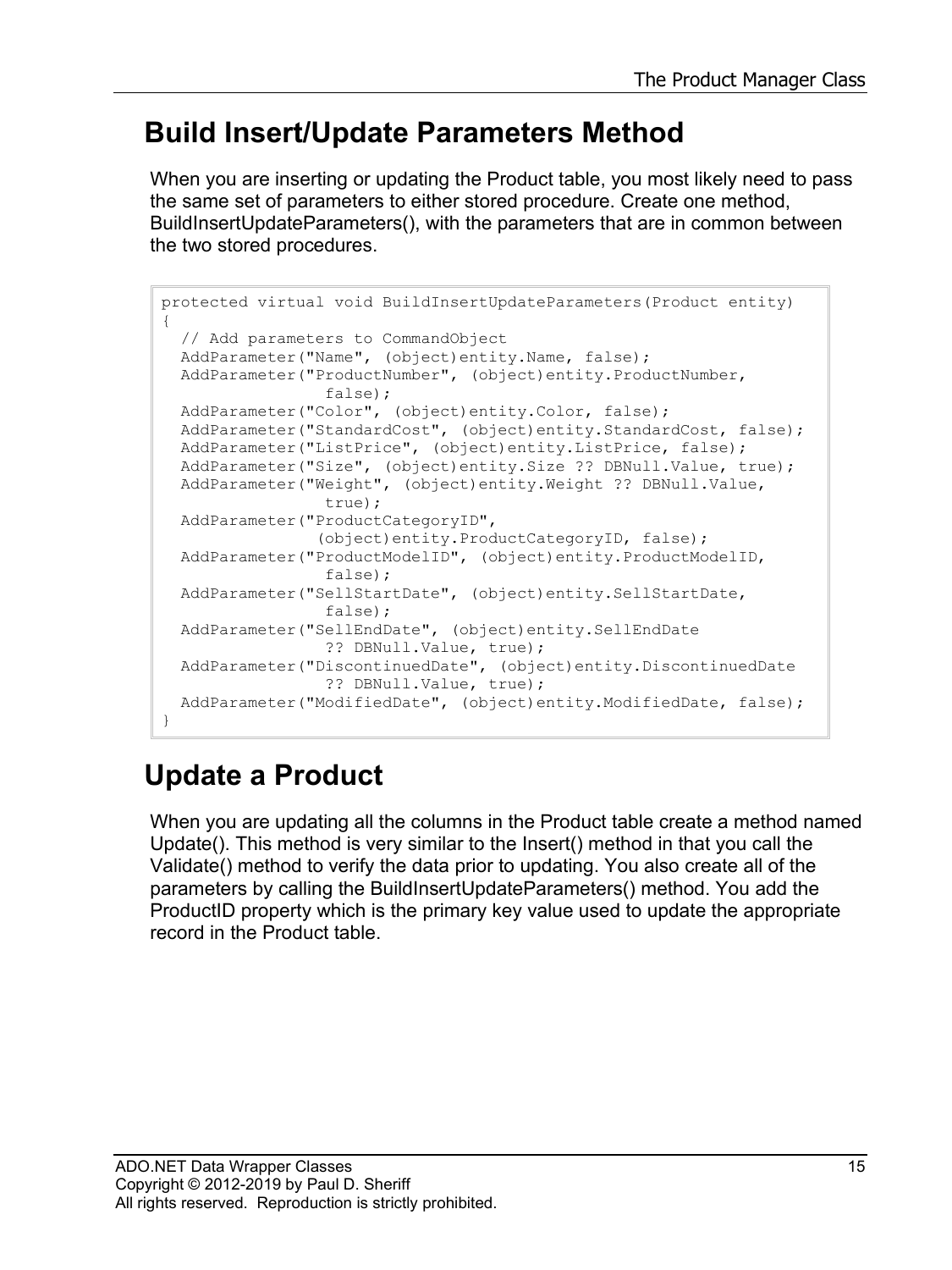## Build Insert/Update Parameters Method

When you are inserting or updating the Product table, you most likely need to pass the same set of parameters to either stored procedure. Create one method, BuildInsertUpdateParameters(), with the parameters that are in common between the two stored procedures.

```
protected virtual void BuildInsertUpdateParameters(Product entity)
{
  // Add parameters to CommandObject
  AddParameter("Name", (object)entity.Name, false);
  AddParameter("ProductNumber", (object)entity.ProductNumber,
               false);
  AddParameter("Color", (object)entity.Color, false);
  AddParameter("StandardCost", (object)entity.StandardCost, false);
  AddParameter("ListPrice", (object)entity.ListPrice, false);
  AddParameter("Size", (object)entity.Size ?? DBNull.Value, true);
  AddParameter("Weight", (object)entity.Weight ?? DBNull.Value,
               true);
  AddParameter("ProductCategoryID",
              (object)entity.ProductCategoryID, false);
  AddParameter("ProductModelID", (object)entity.ProductModelID,
               false);
  AddParameter("SellStartDate", (object)entity.SellStartDate,
               false);
  AddParameter("SellEndDate", (object)entity.SellEndDate
               ?? DBNull.Value, true);
  AddParameter("DiscontinuedDate", (object)entity.DiscontinuedDate
               ?? DBNull.Value, true);
  AddParameter("ModifiedDate", (object)entity.ModifiedDate, false);
}
```

## Update a Product

When you are updating all the columns in the Product table create a method named Update(). This method is very similar to the Insert() method in that you call the Validate() method to verify the data prior to updating. You also create all of the parameters by calling the BuildInsertUpdateParameters() method. You add the ProductID property which is the primary key value used to update the appropriate record in the Product table.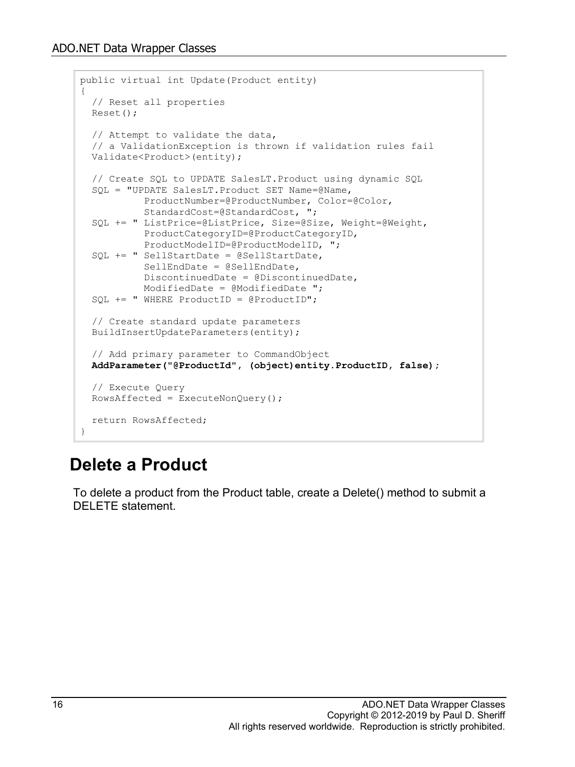```
public virtual int Update(Product entity)
{
  // Reset all properties
  Reset();

  // Attempt to validate the data,
  // a ValidationException is thrown if validation rules fail
  Validate<Product>(entity);

  // Create SQL to UPDATE SalesLT.Product using dynamic SQL
  SQL = "UPDATE SalesLT.Product SET Name=@Name,
             ProductNumber=@ProductNumber, Color=@Color,
             StandardCost=@StandardCost, ";
  SQL += " ListPrice=@ListPrice, Size=@Size, Weight=@Weight,
             ProductCategoryID=@ProductCategoryID,
             ProductModelID=@ProductModelID, ";
  SQL += " SellStartDate = @SellStartDate,
             SellEndDate = @SellEndDate,
             DiscontinuedDate = @DiscontinuedDate,
             ModifiedDate = @ModifiedDate ";
  SQL += " WHERE ProductID = @ProductID";

  // Create standard update parameters
  BuildInsertUpdateParameters(entity);

  // Add primary parameter to CommandObject
  AddParameter("@ProductId", (object)entity.ProductID, false);

  // Execute Query
  RowsAffected = ExecuteNonQuery();

  return RowsAffected;
}
```

## Delete a Product

To delete a product from the Product table, create a Delete() method to submit a DELETE statement.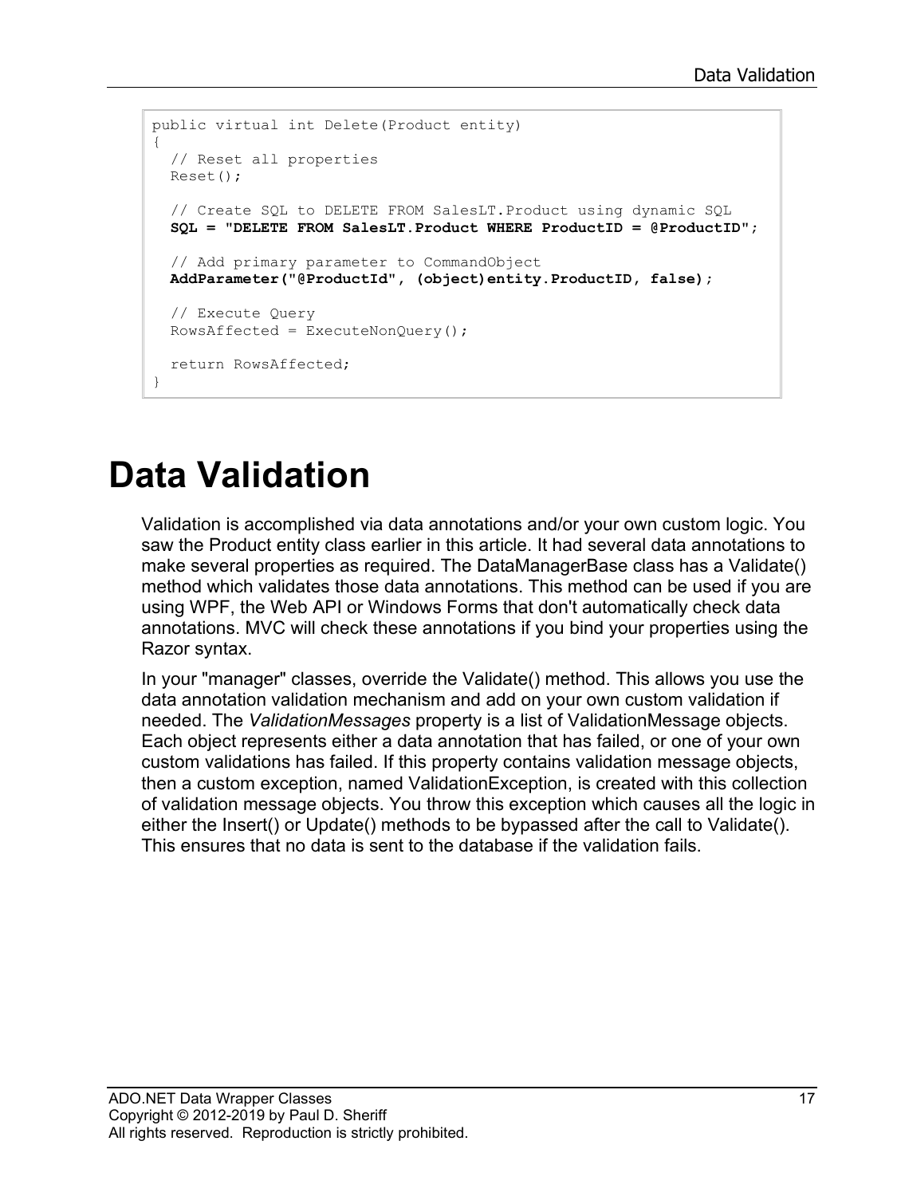```
public virtual int Delete(Product entity)
{
  // Reset all properties
  Reset();

  // Create SQL to DELETE FROM SalesLT.Product using dynamic SQL
  SQL = "DELETE FROM SalesLT.Product WHERE ProductID = @ProductID";

  // Add primary parameter to CommandObject
  AddParameter("@ProductId", (object)entity.ProductID, false);

  // Execute Query
  RowsAffected = ExecuteNonQuery();

  return RowsAffected;
}
```

# Data Validation

Validation is accomplished via data annotations and/or your own custom logic. You saw the Product entity class earlier in this article. It had several data annotations to make several properties as required. The DataManagerBase class has a Validate() method which validates those data annotations. This method can be used if you are using WPF, the Web API or Windows Forms that don't automatically check data annotations. MVC will check these annotations if you bind your properties using the Razor syntax.

In your "manager" classes, override the Validate() method. This allows you use the data annotation validation mechanism and add on your own custom validation if needed. The *ValidationMessages* property is a list of ValidationMessage objects. Each object represents either a data annotation that has failed, or one of your own custom validations has failed. If this property contains validation message objects, then a custom exception, named ValidationException, is created with this collection of validation message objects. You throw this exception which causes all the logic in either the Insert() or Update() methods to be bypassed after the call to Validate(). This ensures that no data is sent to the database if the validation fails.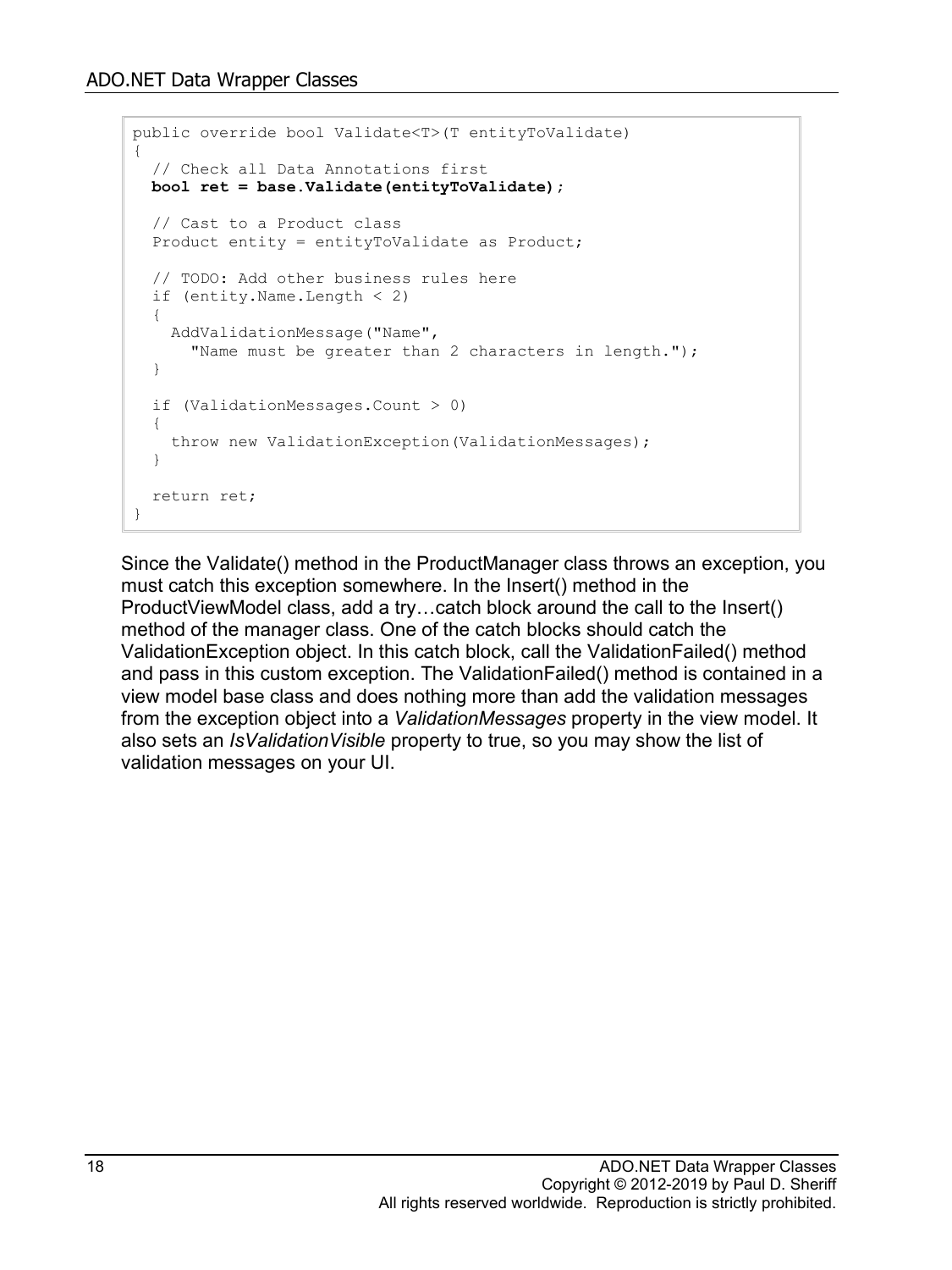```
public override bool Validate<T>(T entityToValidate)
{
  // Check all Data Annotations first
  bool ret = base.Validate(entityToValidate);

  // Cast to a Product class
  Product entity = entityToValidate as Product;

  // TODO: Add other business rules here
  if (entity.Name.Length < 2)
  {
    AddValidationMessage("Name",
      "Name must be greater than 2 characters in length.");
  }

  if (ValidationMessages.Count > 0)
  {
    throw new ValidationException(ValidationMessages);
  }

  return ret;
}
```

Since the Validate() method in the ProductManager class throws an exception, you must catch this exception somewhere. In the Insert() method in the ProductViewModel class, add a try…catch block around the call to the Insert() method of the manager class. One of the catch blocks should catch the ValidationException object. In this catch block, call the ValidationFailed() method and pass in this custom exception. The ValidationFailed() method is contained in a view model base class and does nothing more than add the validation messages from the exception object into a *ValidationMessages* property in the view model. It also sets an *IsValidationVisible* property to true, so you may show the list of validation messages on your UI.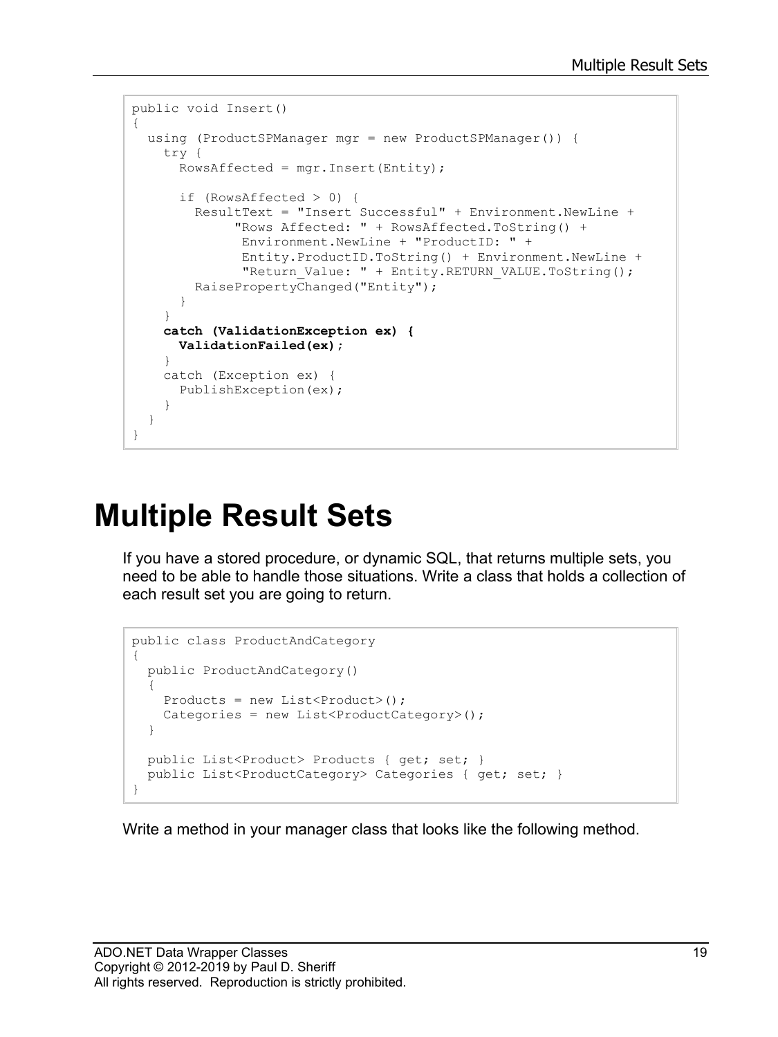```
public void Insert()
{
  using (ProductSPManager mgr = new ProductSPManager()) {
    try {
      RowsAffected = mgr.Insert(Entity);

      if (RowsAffected > 0) {
        ResultText = "Insert Successful" + Environment.NewLine +
             "Rows Affected: " + RowsAffected.ToString() +
              Environment.NewLine + "ProductID: " +
              Entity.ProductID.ToString() + Environment.NewLine +
              "Return_Value: " + Entity.RETURN_VALUE.ToString();
        RaisePropertyChanged("Entity");
      }
    }
    catch (ValidationException ex) {
      ValidationFailed(ex);
    }
    catch (Exception ex) {
      PublishException(ex);
    }
  }
}
```

# Multiple Result Sets

If you have a stored procedure, or dynamic SQL, that returns multiple sets, you need to be able to handle those situations. Write a class that holds a collection of each result set you are going to return.

```
public class ProductAndCategory
{
  public ProductAndCategory()
  {
    Products = new List<Product>();
    Categories = new List<ProductCategory>();
  }

  public List<Product> Products { get; set; }
  public List<ProductCategory> Categories { get; set; }
}
```

Write a method in your manager class that looks like the following method.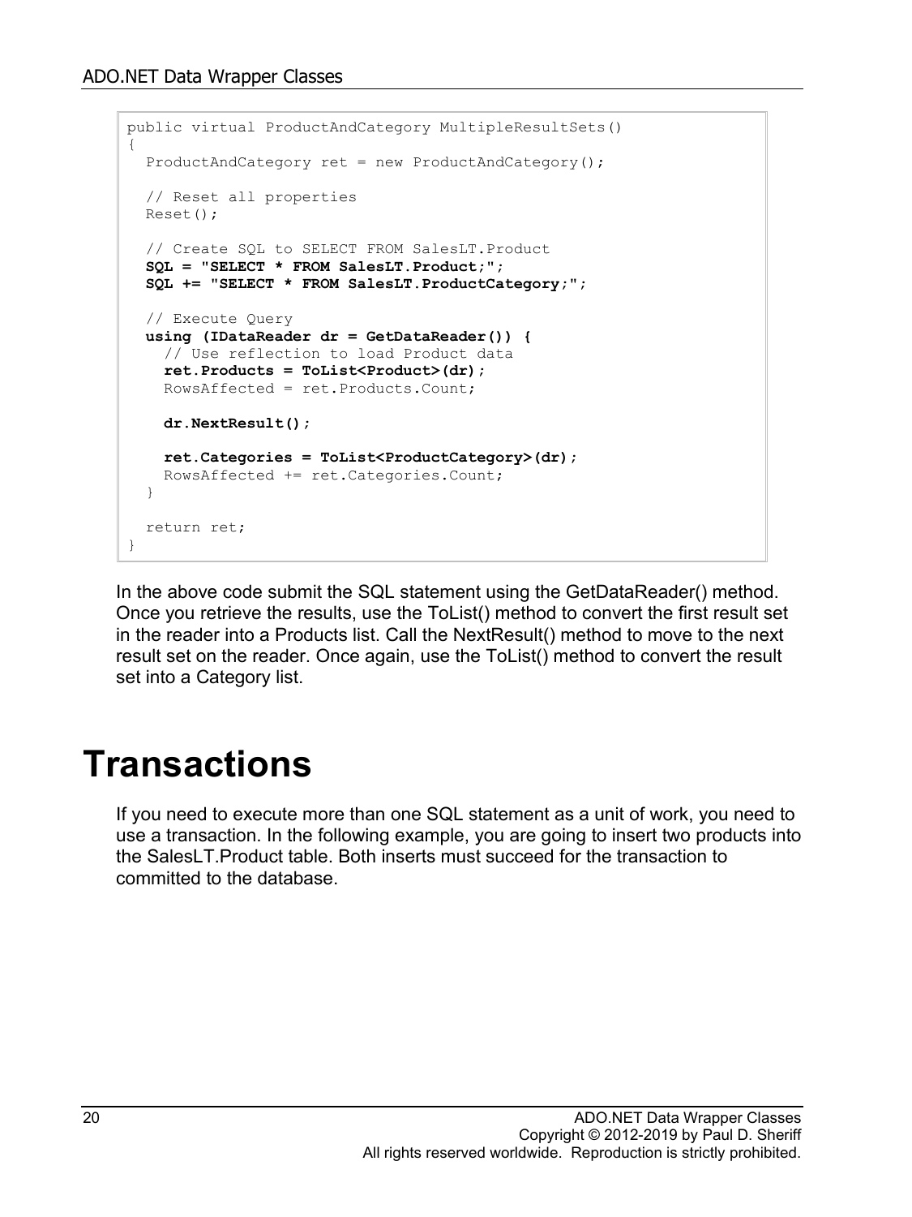```
public virtual ProductAndCategory MultipleResultSets()
{
  ProductAndCategory ret = new ProductAndCategory();

  // Reset all properties
  Reset();

  // Create SQL to SELECT FROM SalesLT.Product
  SQL = "SELECT * FROM SalesLT.Product;";
  SQL += "SELECT * FROM SalesLT.ProductCategory;";

  // Execute Query
  using (IDataReader dr = GetDataReader()) {
    // Use reflection to load Product data
    ret.Products = ToList<Product>(dr);
    RowsAffected = ret.Products.Count;

    dr.NextResult();

    ret.Categories = ToList<ProductCategory>(dr);
    RowsAffected += ret.Categories.Count;
  }

  return ret;
}
```

In the above code submit the SQL statement using the GetDataReader() method. Once you retrieve the results, use the ToList() method to convert the first result set in the reader into a Products list. Call the NextResult() method to move to the next result set on the reader. Once again, use the ToList() method to convert the result set into a Category list.

# Transactions

If you need to execute more than one SQL statement as a unit of work, you need to use a transaction. In the following example, you are going to insert two products into the SalesLT.Product table. Both inserts must succeed for the transaction to committed to the database.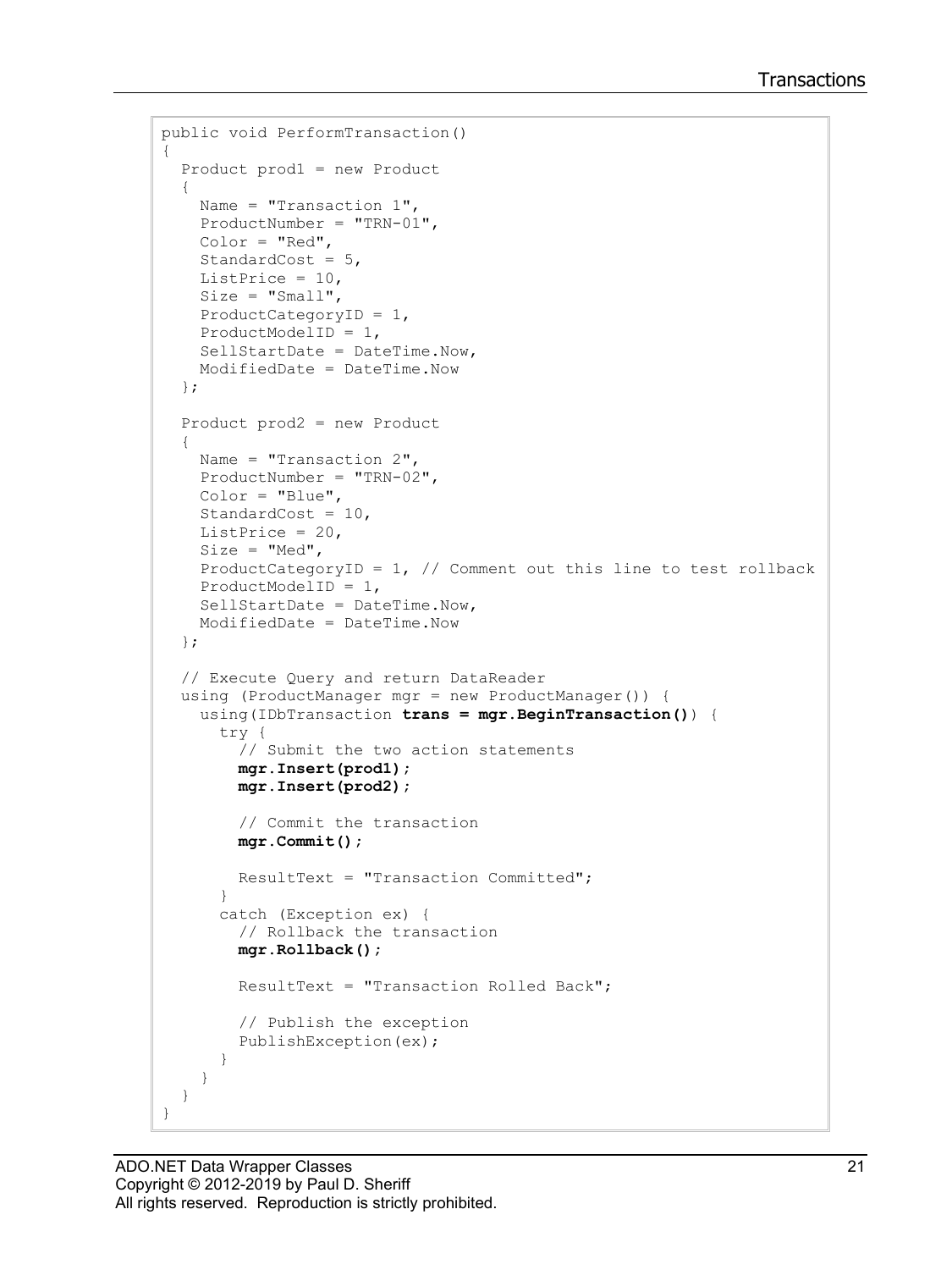```
public void PerformTransaction()
{
  Product prod1 = new Product
  {
    Name = "Transaction 1",
    ProductNumber = "TRN-01",
    Color = "Red",
    StandardCost = 5,
    ListPrice = 10,
    Size = "Small",
    ProductCategoryID = 1,
    ProductModelID = 1,
    SellStartDate = DateTime.Now,
    ModifiedDate = DateTime.Now
  };

  Product prod2 = new Product
  {
    Name = "Transaction 2",
    ProductNumber = "TRN-02",
    Color = "Blue",
    StandardCost = 10,
    ListPrice = 20,
    Size = "Med",
    ProductCategoryID = 1, // Comment out this line to test rollback
    ProductModelID = 1,
    SellStartDate = DateTime.Now,
    ModifiedDate = DateTime.Now
  };

  // Execute Query and return DataReader
  using (ProductManager mgr = new ProductManager()) {
    using(IDbTransaction trans = mgr.BeginTransaction()) {
      try {
        // Submit the two action statements
        mgr.Insert(prod1);
        mgr.Insert(prod2);

        // Commit the transaction
        mgr.Commit();

        ResultText = "Transaction Committed";
      }
      catch (Exception ex) {
        // Rollback the transaction
        mgr.Rollback();

        ResultText = "Transaction Rolled Back";

        // Publish the exception
        PublishException(ex);
      }
    }
  }
}
```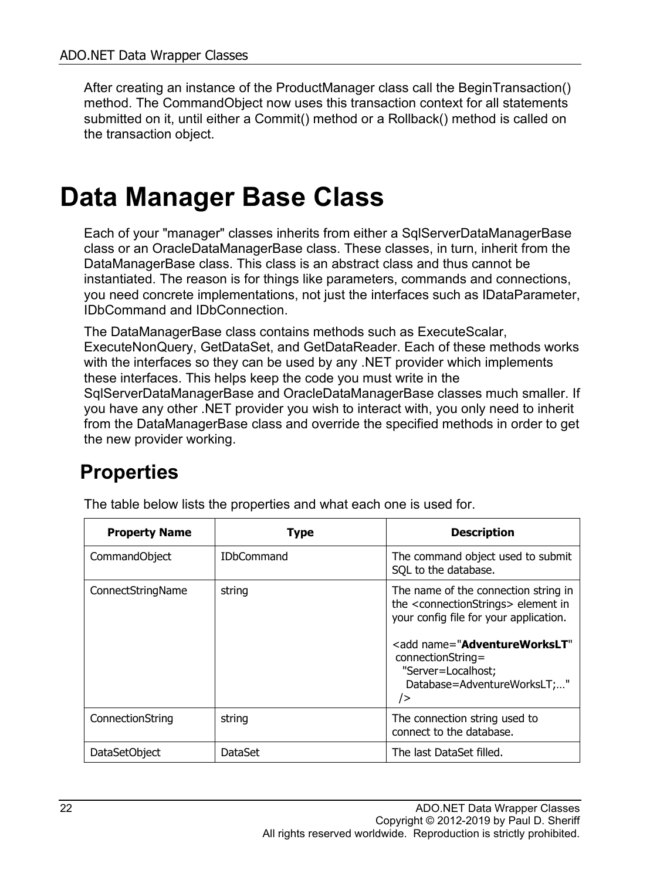After creating an instance of the ProductManager class call the BeginTransaction() method. The CommandObject now uses this transaction context for all statements submitted on it, until either a Commit() method or a Rollback() method is called on the transaction object.

# Data Manager Base Class

Each of your "manager" classes inherits from either a SqlServerDataManagerBase class or an OracleDataManagerBase class. These classes, in turn, inherit from the DataManagerBase class. This class is an abstract class and thus cannot be instantiated. The reason is for things like parameters, commands and connections, you need concrete implementations, not just the interfaces such as IDataParameter, IDbCommand and IDbConnection.

The DataManagerBase class contains methods such as ExecuteScalar, ExecuteNonQuery, GetDataSet, and GetDataReader. Each of these methods works with the interfaces so they can be used by any .NET provider which implements these interfaces. This helps keep the code you must write in the SqlServerDataManagerBase and OracleDataManagerBase classes much smaller. If you have any other .NET provider you wish to interact with, you only need to inherit from the DataManagerBase class and override the specified methods in order to get the new provider working.

## Properties

The table below lists the properties and what each one is used for.

| Property Name | Type | Description |
|---|---|---|
| CommandObject | IDbCommand | The command object used to submit SQL to the database. |
| ConnectStringName | string | The name of the connection string in the <connectionStrings> element in your config file for your application.<br><br><add name="**AdventureWorksLT**" connectionString= "Server=Localhost; Database=AdventureWorksLT;…" /> |
| ConnectionString | string | The connection string used to connect to the database. |
| DataSetObject | DataSet | The last DataSet filled. |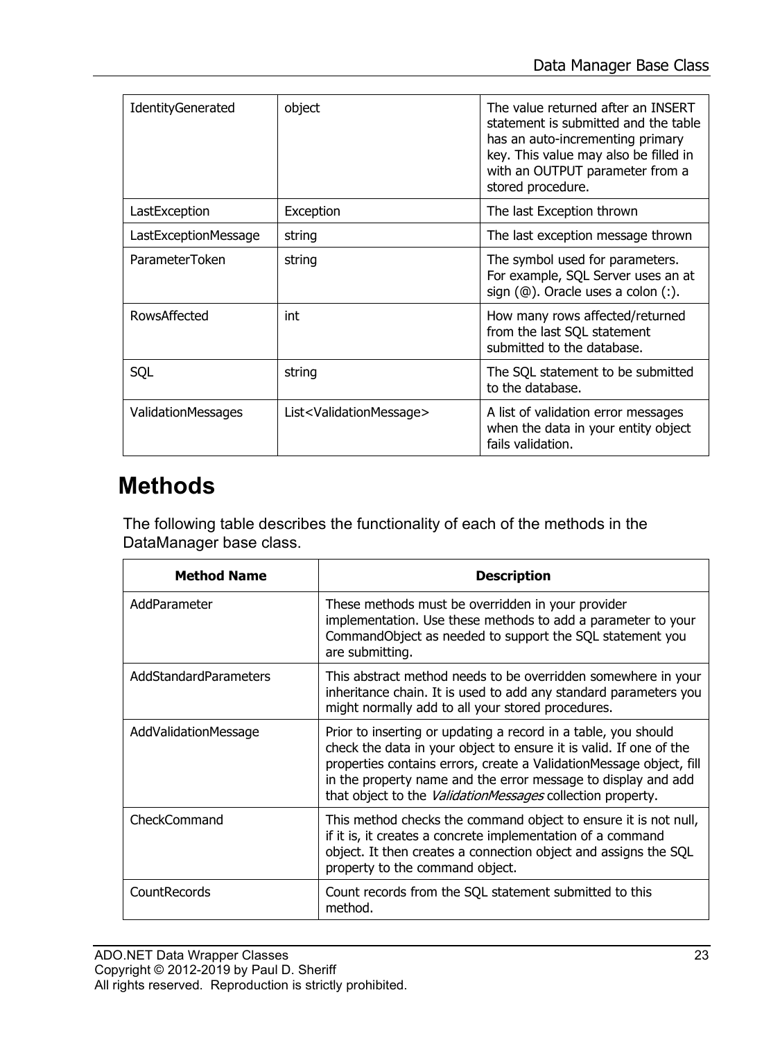| | | |
|---|---|---|
| IdentityGenerated | object | The value returned after an INSERT statement is submitted and the table has an auto-incrementing primary key. This value may also be filled in with an OUTPUT parameter from a stored procedure. |
| LastException | Exception | The last Exception thrown |
| LastExceptionMessage | string | The last exception message thrown |
| ParameterToken | string | The symbol used for parameters. For example, SQL Server uses an at sign (@). Oracle uses a colon (:). |
| RowsAffected | int | How many rows affected/returned from the last SQL statement submitted to the database. |
| SQL | string | The SQL statement to be submitted to the database. |
| ValidationMessages | List<ValidationMessage> | A list of validation error messages when the data in your entity object fails validation. |

## Methods

The following table describes the functionality of each of the methods in the DataManager base class.

| Method Name | Description |
|---|---|
| AddParameter | These methods must be overridden in your provider implementation. Use these methods to add a parameter to your CommandObject as needed to support the SQL statement you are submitting. |
| AddStandardParameters | This abstract method needs to be overridden somewhere in your inheritance chain. It is used to add any standard parameters you might normally add to all your stored procedures. |
| AddValidationMessage | Prior to inserting or updating a record in a table, you should check the data in your object to ensure it is valid. If one of the properties contains errors, create a ValidationMessage object, fill in the property name and the error message to display and add that object to the *ValidationMessages* collection property. |
| CheckCommand | This method checks the command object to ensure it is not null, if it is, it creates a concrete implementation of a command object. It then creates a connection object and assigns the SQL property to the command object. |
| CountRecords | Count records from the SQL statement submitted to this method. |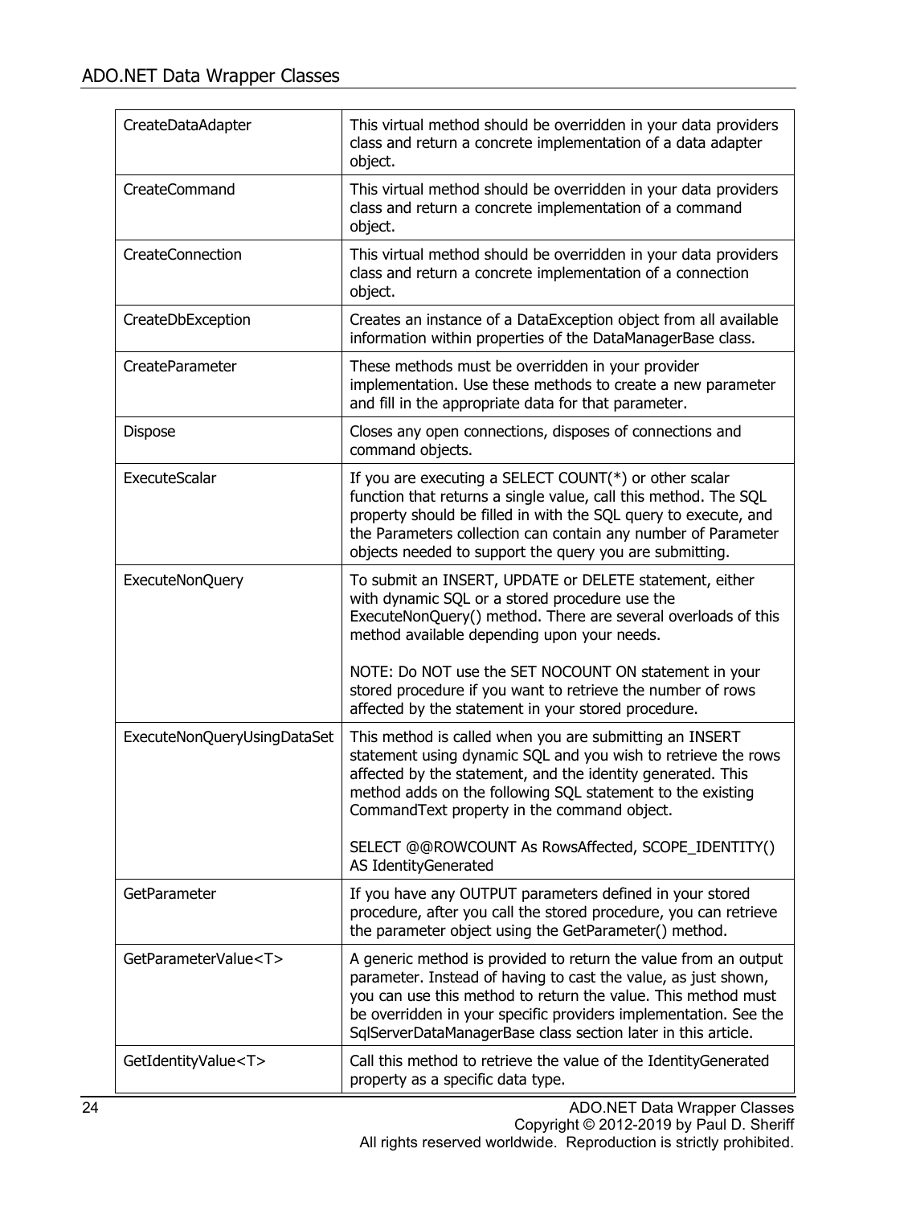| | |
|---|---|
| CreateDataAdapter | This virtual method should be overridden in your data providers class and return a concrete implementation of a data adapter object. |
| CreateCommand | This virtual method should be overridden in your data providers class and return a concrete implementation of a command object. |
| CreateConnection | This virtual method should be overridden in your data providers class and return a concrete implementation of a connection object. |
| CreateDbException | Creates an instance of a DataException object from all available information within properties of the DataManagerBase class. |
| CreateParameter | These methods must be overridden in your provider implementation. Use these methods to create a new parameter and fill in the appropriate data for that parameter. |
| Dispose | Closes any open connections, disposes of connections and command objects. |
| ExecuteScalar | If you are executing a SELECT COUNT(*) or other scalar function that returns a single value, call this method. The SQL property should be filled in with the SQL query to execute, and the Parameters collection can contain any number of Parameter objects needed to support the query you are submitting. |
| ExecuteNonQuery | To submit an INSERT, UPDATE or DELETE statement, either with dynamic SQL or a stored procedure use the ExecuteNonQuery() method. There are several overloads of this method available depending upon your needs.<br><br>NOTE: Do NOT use the SET NOCOUNT ON statement in your stored procedure if you want to retrieve the number of rows affected by the statement in your stored procedure. |
| ExecuteNonQueryUsingDataSet | This method is called when you are submitting an INSERT statement using dynamic SQL and you wish to retrieve the rows affected by the statement, and the identity generated. This method adds on the following SQL statement to the existing CommandText property in the command object.<br><br>SELECT @@ROWCOUNT As RowsAffected, SCOPE_IDENTITY() AS IdentityGenerated |
| GetParameter | If you have any OUTPUT parameters defined in your stored procedure, after you call the stored procedure, you can retrieve the parameter object using the GetParameter() method. |
| GetParameterValue<T> | A generic method is provided to return the value from an output parameter. Instead of having to cast the value, as just shown, you can use this method to return the value. This method must be overridden in your specific providers implementation. See the SqlServerDataManagerBase class section later in this article. |
| GetIdentityValue<T> | Call this method to retrieve the value of the IdentityGenerated property as a specific data type. |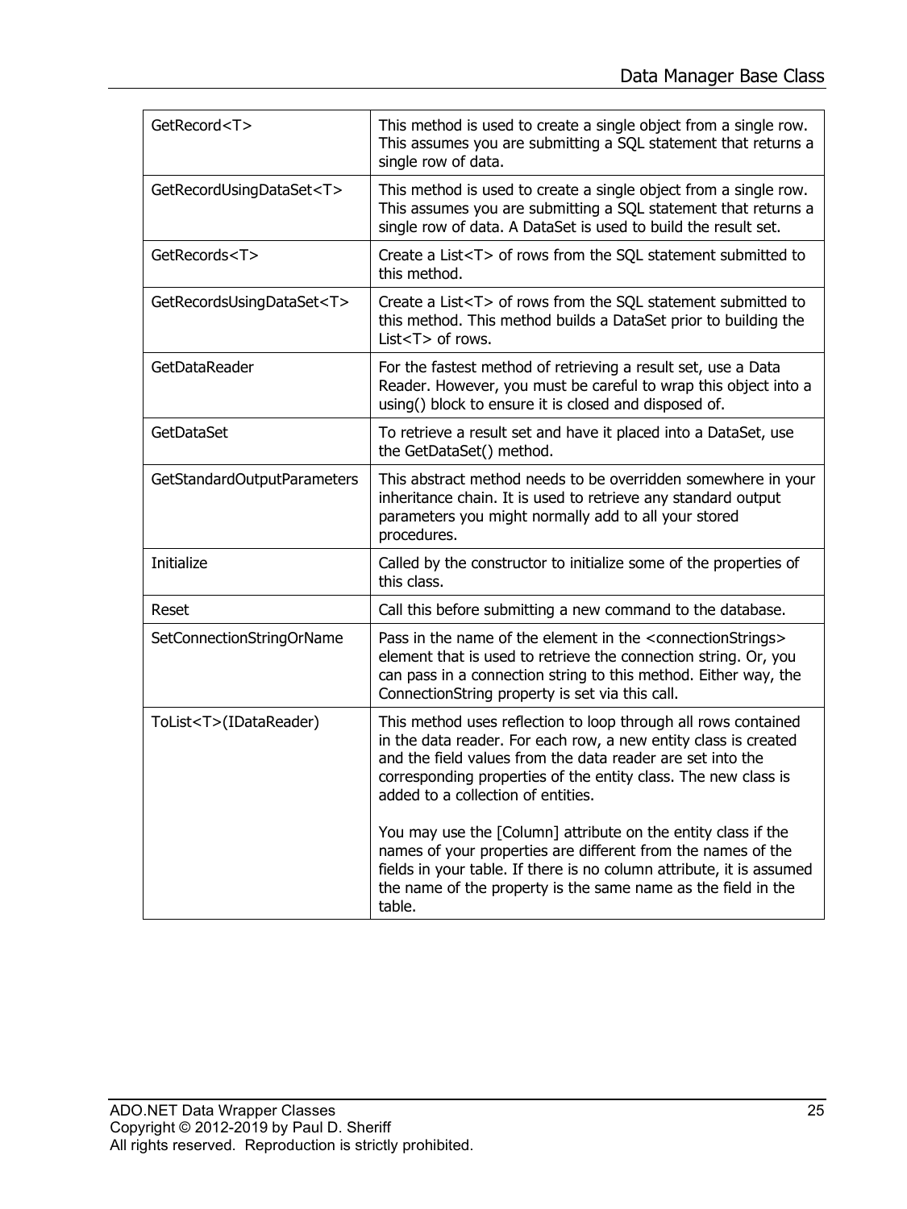| | |
|---|---|
| GetRecord<T> | This method is used to create a single object from a single row. This assumes you are submitting a SQL statement that returns a single row of data. |
| GetRecordUsingDataSet<T> | This method is used to create a single object from a single row. This assumes you are submitting a SQL statement that returns a single row of data. A DataSet is used to build the result set. |
| GetRecords<T> | Create a List<T> of rows from the SQL statement submitted to this method. |
| GetRecordsUsingDataSet<T> | Create a List<T> of rows from the SQL statement submitted to this method. This method builds a DataSet prior to building the List<T> of rows. |
| GetDataReader | For the fastest method of retrieving a result set, use a Data Reader. However, you must be careful to wrap this object into a using() block to ensure it is closed and disposed of. |
| GetDataSet | To retrieve a result set and have it placed into a DataSet, use the GetDataSet() method. |
| GetStandardOutputParameters | This abstract method needs to be overridden somewhere in your inheritance chain. It is used to retrieve any standard output parameters you might normally add to all your stored procedures. |
| Initialize | Called by the constructor to initialize some of the properties of this class. |
| Reset | Call this before submitting a new command to the database. |
| SetConnectionStringOrName | Pass in the name of the element in the <connectionStrings> element that is used to retrieve the connection string. Or, you can pass in a connection string to this method. Either way, the ConnectionString property is set via this call. |
| ToList<T>(IDataReader) | This method uses reflection to loop through all rows contained in the data reader. For each row, a new entity class is created and the field values from the data reader are set into the corresponding properties of the entity class. The new class is added to a collection of entities.<br><br>You may use the [Column] attribute on the entity class if the names of your properties are different from the names of the fields in your table. If there is no column attribute, it is assumed the name of the property is the same name as the field in the table. |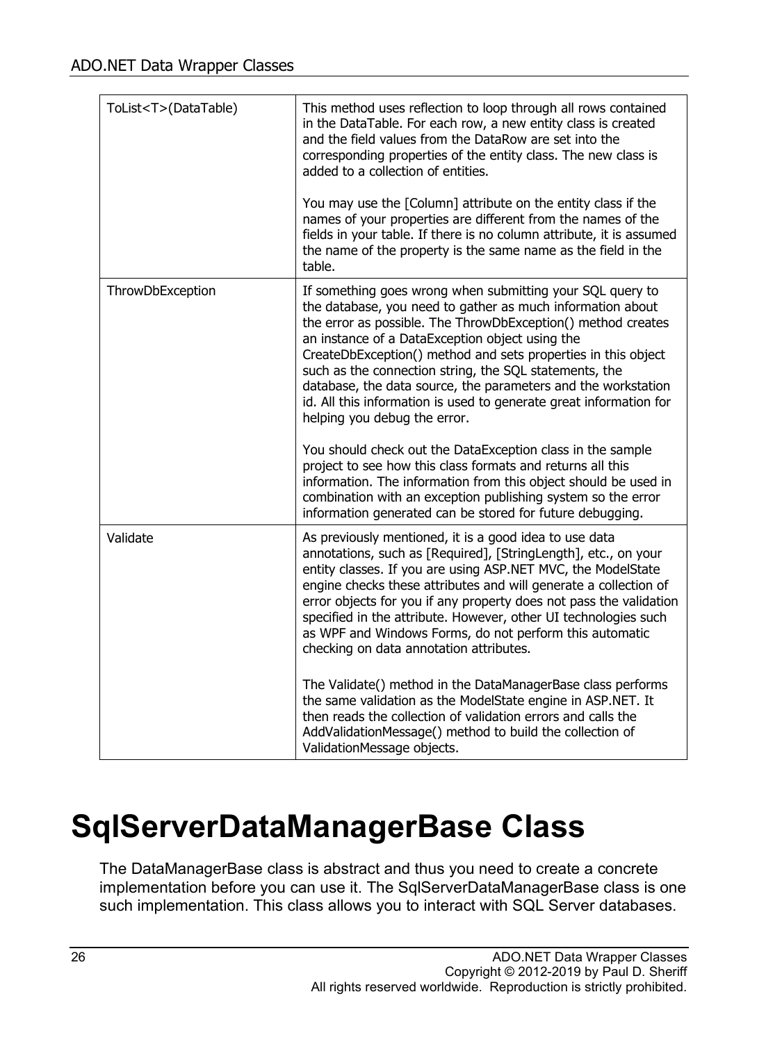| | |
|---|---|
| ToList<T>(DataTable) | This method uses reflection to loop through all rows contained in the DataTable. For each row, a new entity class is created and the field values from the DataRow are set into the corresponding properties of the entity class. The new class is added to a collection of entities.<br><br>You may use the [Column] attribute on the entity class if the names of your properties are different from the names of the fields in your table. If there is no column attribute, it is assumed the name of the property is the same name as the field in the table. |
| ThrowDbException | If something goes wrong when submitting your SQL query to the database, you need to gather as much information about the error as possible. The ThrowDbException() method creates an instance of a DataException object using the CreateDbException() method and sets properties in this object such as the connection string, the SQL statements, the database, the data source, the parameters and the workstation id. All this information is used to generate great information for helping you debug the error.<br><br>You should check out the DataException class in the sample project to see how this class formats and returns all this information. The information from this object should be used in combination with an exception publishing system so the error information generated can be stored for future debugging. |
| Validate | As previously mentioned, it is a good idea to use data annotations, such as [Required], [StringLength], etc., on your entity classes. If you are using ASP.NET MVC, the ModelState engine checks these attributes and will generate a collection of error objects for you if any property does not pass the validation specified in the attribute. However, other UI technologies such as WPF and Windows Forms, do not perform this automatic checking on data annotation attributes.<br><br>The Validate() method in the DataManagerBase class performs the same validation as the ModelState engine in ASP.NET. It then reads the collection of validation errors and calls the AddValidationMessage() method to build the collection of ValidationMessage objects. |

# SqlServerDataManagerBase Class

The DataManagerBase class is abstract and thus you need to create a concrete implementation before you can use it. The SqlServerDataManagerBase class is one such implementation. This class allows you to interact with SQL Server databases.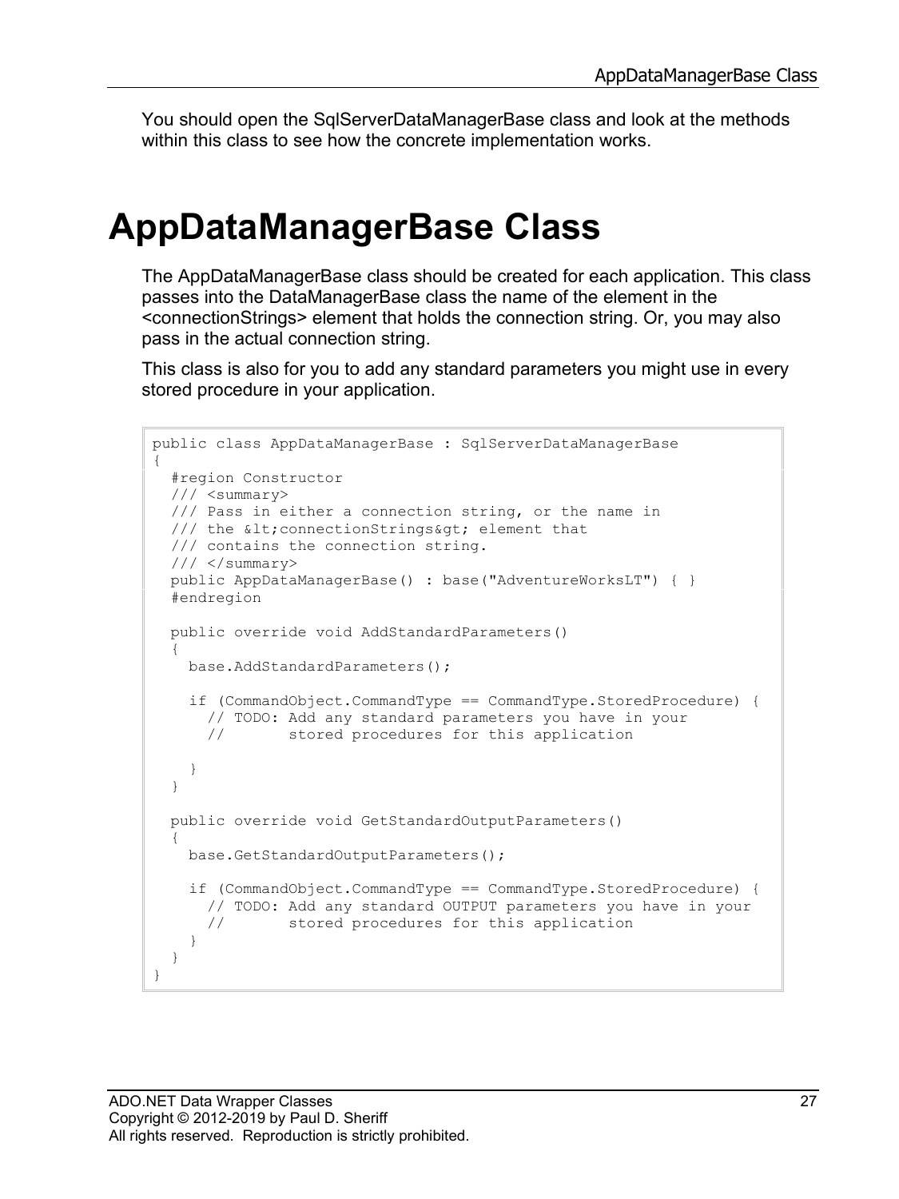You should open the SqlServerDataManagerBase class and look at the methods within this class to see how the concrete implementation works.

# AppDataManagerBase Class

The AppDataManagerBase class should be created for each application. This class passes into the DataManagerBase class the name of the element in the <connectionStrings> element that holds the connection string. Or, you may also pass in the actual connection string.

This class is also for you to add any standard parameters you might use in every stored procedure in your application.

```
public class AppDataManagerBase : SqlServerDataManagerBase
{
  #region Constructor
  /// <summary>
  /// Pass in either a connection string, or the name in
  /// the &lt;connectionStrings&gt; element that
  /// contains the connection string.
  /// </summary>
  public AppDataManagerBase() : base("AdventureWorksLT") { }
  #endregion

  public override void AddStandardParameters()
  {
    base.AddStandardParameters();

    if (CommandObject.CommandType == CommandType.StoredProcedure) {
      // TODO: Add any standard parameters you have in your
      //       stored procedures for this application

    }
  }

  public override void GetStandardOutputParameters()
  {
    base.GetStandardOutputParameters();

    if (CommandObject.CommandType == CommandType.StoredProcedure) {
      // TODO: Add any standard OUTPUT parameters you have in your
      //       stored procedures for this application
    }
  }
}
```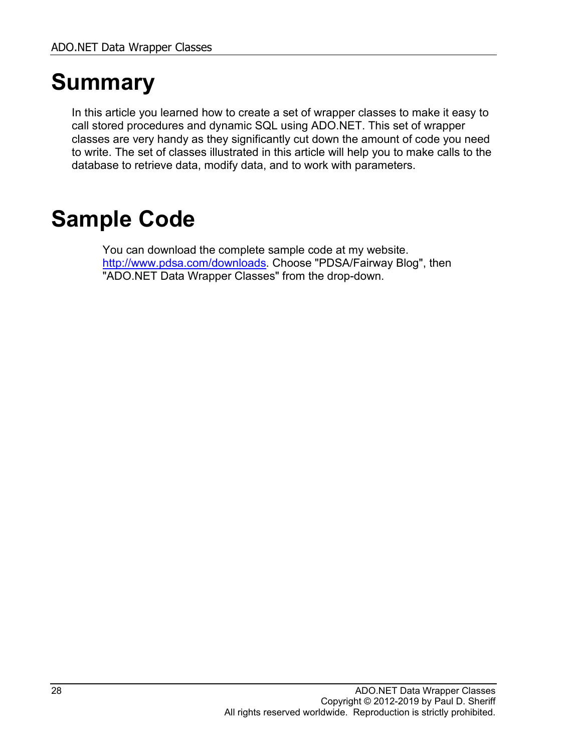# Summary

In this article you learned how to create a set of wrapper classes to make it easy to call stored procedures and dynamic SQL using ADO.NET. This set of wrapper classes are very handy as they significantly cut down the amount of code you need to write. The set of classes illustrated in this article will help you to make calls to the database to retrieve data, modify data, and to work with parameters.

# Sample Code

You can download the complete sample code at my website. [http://www.pdsa.com/downloads](http://www.pdsa.com/downloads). Choose "PDSA/Fairway Blog", then "ADO.NET Data Wrapper Classes" from the drop-down.